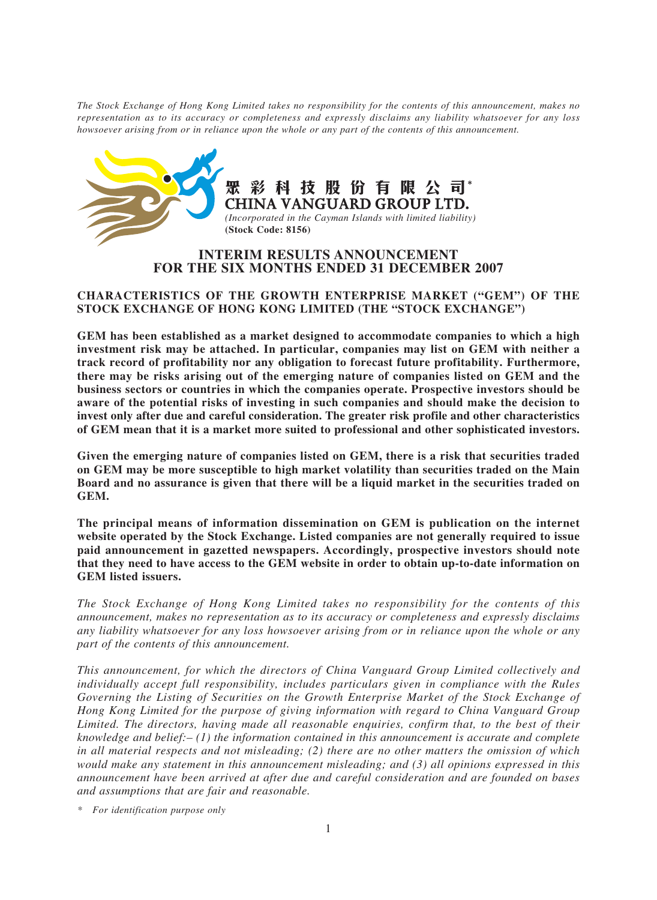*The Stock Exchange of Hong Kong Limited takes no responsibility for the contents of this announcement, makes no representation as to its accuracy or completeness and expressly disclaims any liability whatsoever for any loss howsoever arising from or in reliance upon the whole or any part of the contents of this announcement.*

**眾彩科技股份有限公司***
**CHINA VANGUARD GROUP LTD.**
*(Incorporated in the Cayman Islands with limited liability)*
**(Stock Code: 8156)**

# INTERIM RESULTS ANNOUNCEMENT FOR THE SIX MONTHS ENDED 31 DECEMBER 2007

## CHARACTERISTICS OF THE GROWTH ENTERPRISE MARKET ("GEM") OF THE STOCK EXCHANGE OF HONG KONG LIMITED (THE "STOCK EXCHANGE")

**GEM has been established as a market designed to accommodate companies to which a high investment risk may be attached. In particular, companies may list on GEM with neither a track record of profitability nor any obligation to forecast future profitability. Furthermore, there may be risks arising out of the emerging nature of companies listed on GEM and the business sectors or countries in which the companies operate. Prospective investors should be aware of the potential risks of investing in such companies and should make the decision to invest only after due and careful consideration. The greater risk profile and other characteristics of GEM mean that it is a market more suited to professional and other sophisticated investors.**

**Given the emerging nature of companies listed on GEM, there is a risk that securities traded on GEM may be more susceptible to high market volatility than securities traded on the Main Board and no assurance is given that there will be a liquid market in the securities traded on GEM.**

**The principal means of information dissemination on GEM is publication on the internet website operated by the Stock Exchange. Listed companies are not generally required to issue paid announcement in gazetted newspapers. Accordingly, prospective investors should note that they need to have access to the GEM website in order to obtain up-to-date information on GEM listed issuers.**

*The Stock Exchange of Hong Kong Limited takes no responsibility for the contents of this announcement, makes no representation as to its accuracy or completeness and expressly disclaims any liability whatsoever for any loss howsoever arising from or in reliance upon the whole or any part of the contents of this announcement.*

*This announcement, for which the directors of China Vanguard Group Limited collectively and individually accept full responsibility, includes particulars given in compliance with the Rules Governing the Listing of Securities on the Growth Enterprise Market of the Stock Exchange of Hong Kong Limited for the purpose of giving information with regard to China Vanguard Group Limited. The directors, having made all reasonable enquiries, confirm that, to the best of their knowledge and belief:– (1) the information contained in this announcement is accurate and complete in all material respects and not misleading; (2) there are no other matters the omission of which would make any statement in this announcement misleading; and (3) all opinions expressed in this announcement have been arrived at after due and careful consideration and are founded on bases and assumptions that are fair and reasonable.*

\* *For identification purpose only*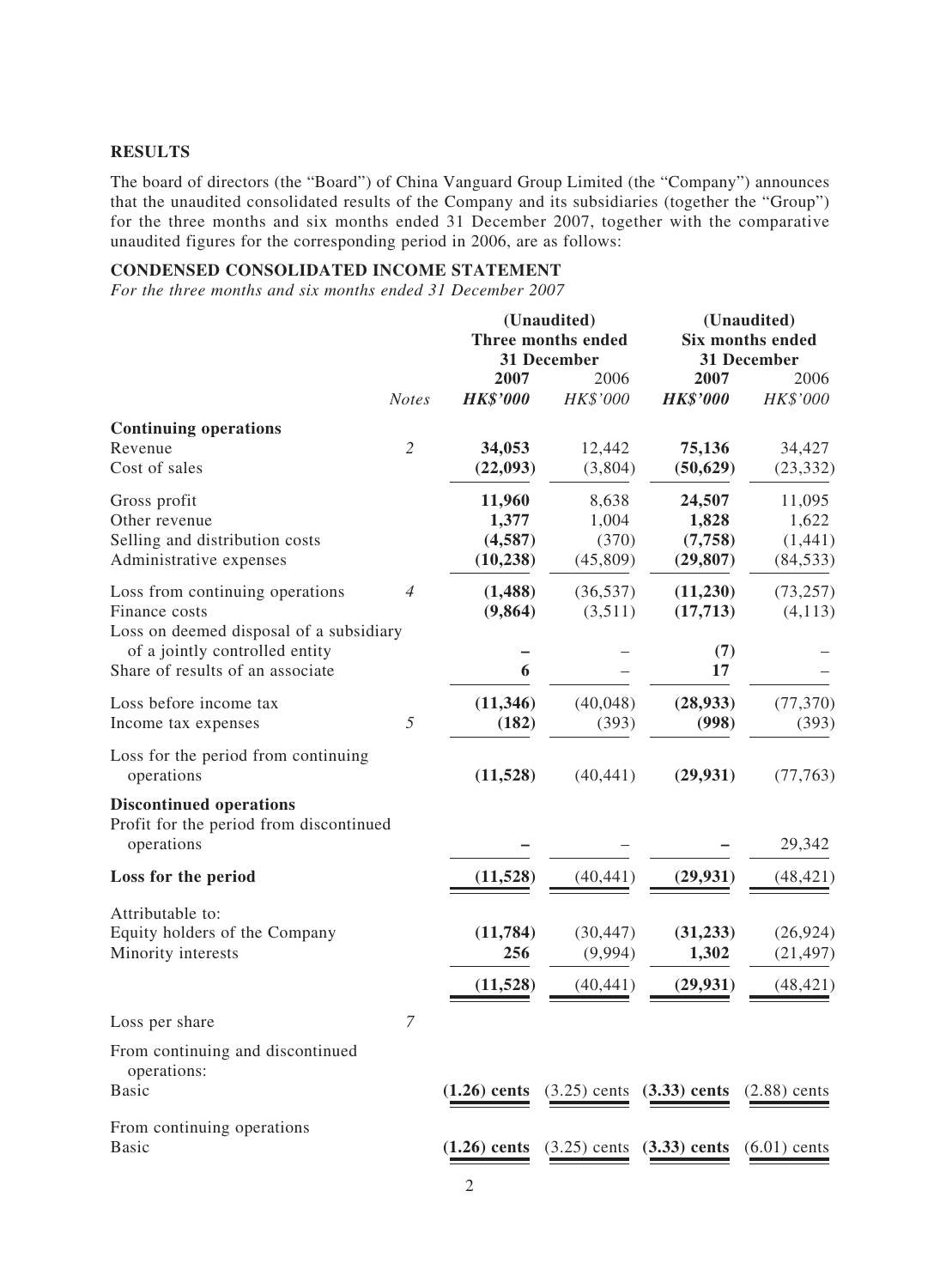## RESULTS

The board of directors (the "Board") of China Vanguard Group Limited (the "Company") announces that the unaudited consolidated results of the Company and its subsidiaries (together the "Group") for the three months and six months ended 31 December 2007, together with the comparative unaudited figures for the corresponding period in 2006, are as follows:

## CONDENSED CONSOLIDATED INCOME STATEMENT

*For the three months and six months ended 31 December 2007*

| | | (Unaudited) Three months ended 31 December | | (Unaudited) Six months ended 31 December | |
|---|---|---|---|---|---|
| | | **2007** | 2006 | **2007** | 2006 |
| | *Notes* | ***HK$'000*** | *HK$'000* | ***HK$'000*** | *HK$'000* |
| **Continuing operations** | | | | | |
| Revenue | *2* | **34,053** | 12,442 | **75,136** | 34,427 |
| Cost of sales | | **(22,093)** | (3,804) | **(50,629)** | (23,332) |
| Gross profit | | **11,960** | 8,638 | **24,507** | 11,095 |
| Other revenue | | **1,377** | 1,004 | **1,828** | 1,622 |
| Selling and distribution costs | | **(4,587)** | (370) | **(7,758)** | (1,441) |
| Administrative expenses | | **(10,238)** | (45,809) | **(29,807)** | (84,533) |
| Loss from continuing operations | *4* | **(1,488)** | (36,537) | **(11,230)** | (73,257) |
| Finance costs | | **(9,864)** | (3,511) | **(17,713)** | (4,113) |
| Loss on deemed disposal of a subsidiary of a jointly controlled entity | | **–** | – | **(7)** | – |
| Share of results of an associate | | **6** | – | **17** | – |
| Loss before income tax | | **(11,346)** | (40,048) | **(28,933)** | (77,370) |
| Income tax expenses | *5* | **(182)** | (393) | **(998)** | (393) |
| Loss for the period from continuing operations | | **(11,528)** | (40,441) | **(29,931)** | (77,763) |
| **Discontinued operations** | | | | | |
| Profit for the period from discontinued operations | | **–** | – | **–** | 29,342 |
| **Loss for the period** | | **(11,528)** | (40,441) | **(29,931)** | (48,421) |
| Attributable to: | | | | | |
| Equity holders of the Company | | **(11,784)** | (30,447) | **(31,233)** | (26,924) |
| Minority interests | | **256** | (9,994) | **1,302** | (21,497) |
| | | **(11,528)** | (40,441) | **(29,931)** | (48,421) |
| Loss per share | *7* | | | | |
| From continuing and discontinued operations: | | | | | |
| Basic | | **(1.26) cents** | (3.25) cents | **(3.33) cents** | (2.88) cents |
| From continuing operations | | | | | |
| Basic | | **(1.26) cents** | (3.25) cents | **(3.33) cents** | (6.01) cents |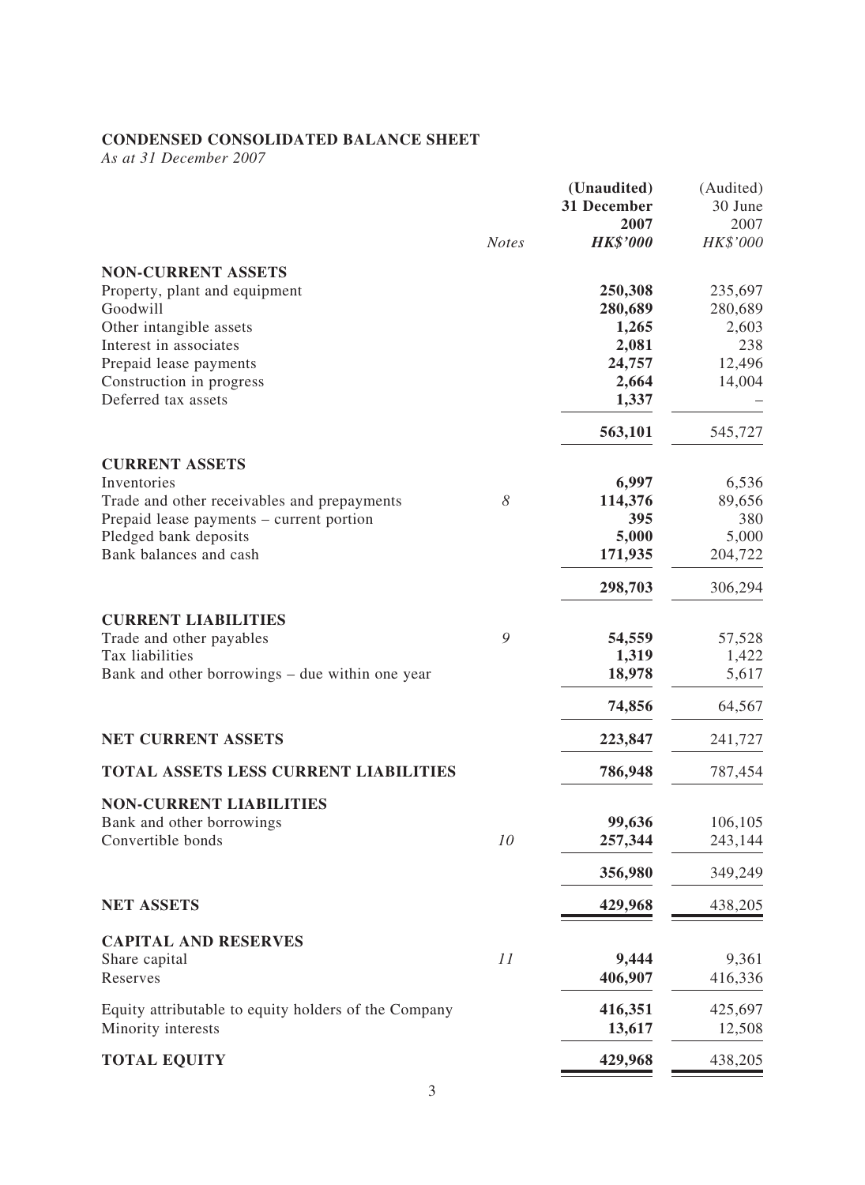**CONDENSED CONSOLIDATED BALANCE SHEET**

*As at 31 December 2007*

| | Notes | (Unaudited) 31 December 2007 HK$'000 | (Audited) 30 June 2007 HK$'000 |
|---|---|---|---|
| **NON-CURRENT ASSETS** | | | |
| Property, plant and equipment | | **250,308** | 235,697 |
| Goodwill | | **280,689** | 280,689 |
| Other intangible assets | | **1,265** | 2,603 |
| Interest in associates | | **2,081** | 238 |
| Prepaid lease payments | | **24,757** | 12,496 |
| Construction in progress | | **2,664** | 14,004 |
| Deferred tax assets | | **1,337** | – |
| | | **563,101** | 545,727 |
| **CURRENT ASSETS** | | | |
| Inventories | | **6,997** | 6,536 |
| Trade and other receivables and prepayments | 8 | **114,376** | 89,656 |
| Prepaid lease payments – current portion | | **395** | 380 |
| Pledged bank deposits | | **5,000** | 5,000 |
| Bank balances and cash | | **171,935** | 204,722 |
| | | **298,703** | 306,294 |
| **CURRENT LIABILITIES** | | | |
| Trade and other payables | 9 | **54,559** | 57,528 |
| Tax liabilities | | **1,319** | 1,422 |
| Bank and other borrowings – due within one year | | **18,978** | 5,617 |
| | | **74,856** | 64,567 |
| **NET CURRENT ASSETS** | | **223,847** | 241,727 |
| **TOTAL ASSETS LESS CURRENT LIABILITIES** | | **786,948** | 787,454 |
| **NON-CURRENT LIABILITIES** | | | |
| Bank and other borrowings | | **99,636** | 106,105 |
| Convertible bonds | 10 | **257,344** | 243,144 |
| | | **356,980** | 349,249 |
| **NET ASSETS** | | **429,968** | 438,205 |
| **CAPITAL AND RESERVES** | | | |
| Share capital | 11 | **9,444** | 9,361 |
| Reserves | | **406,907** | 416,336 |
| Equity attributable to equity holders of the Company | | **416,351** | 425,697 |
| Minority interests | | **13,617** | 12,508 |
| **TOTAL EQUITY** | | **429,968** | 438,205 |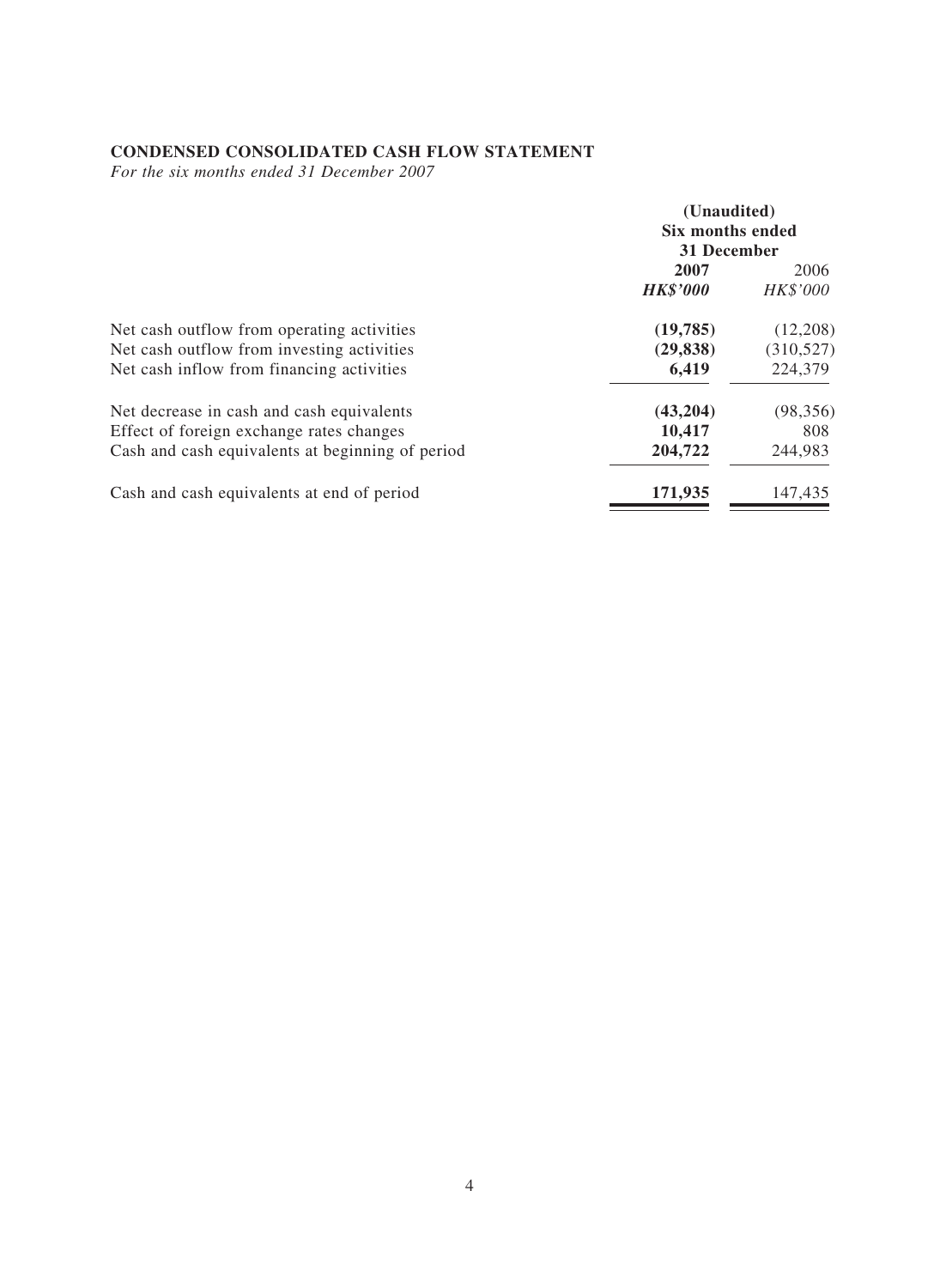**CONDENSED CONSOLIDATED CASH FLOW STATEMENT**

*For the six months ended 31 December 2007*

| | (Unaudited) Six months ended 31 December | |
|---|---|---|
| | **2007** | 2006 |
| | ***HK$'000*** | *HK$'000* |
| Net cash outflow from operating activities | **(19,785)** | (12,208) |
| Net cash outflow from investing activities | **(29,838)** | (310,527) |
| Net cash inflow from financing activities | **6,419** | 224,379 |
| Net decrease in cash and cash equivalents | **(43,204)** | (98,356) |
| Effect of foreign exchange rates changes | **10,417** | 808 |
| Cash and cash equivalents at beginning of period | **204,722** | 244,983 |
| Cash and cash equivalents at end of period | **171,935** | 147,435 |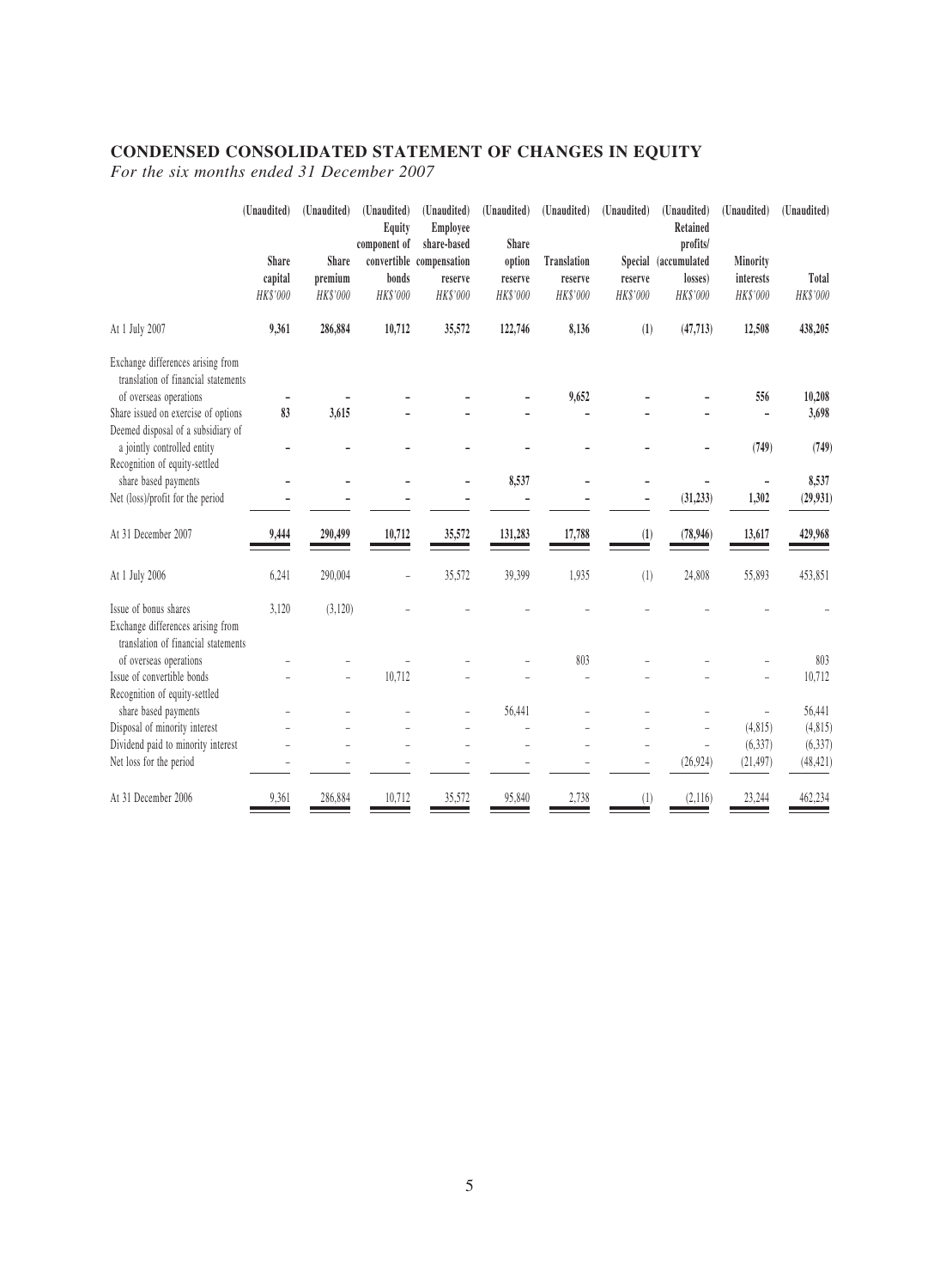# CONDENSED CONSOLIDATED STATEMENT OF CHANGES IN EQUITY

*For the six months ended 31 December 2007*

| | (Unaudited) | (Unaudited) | (Unaudited) | (Unaudited) | (Unaudited) | (Unaudited) | (Unaudited) | (Unaudited) | (Unaudited) | (Unaudited) |
|---|---|---|---|---|---|---|---|---|---|---|
| | Share capital | Share premium | Equity component of convertible bonds | Employee share-based compensation reserve | Share option reserve | Translation reserve | Special reserve | Retained profits/ (accumulated losses) | Minority interests | Total |
| | *HK$'000* | *HK$'000* | *HK$'000* | *HK$'000* | *HK$'000* | *HK$'000* | *HK$'000* | *HK$'000* | *HK$'000* | *HK$'000* |
| At 1 July 2007 | **9,361** | **286,884** | **10,712** | **35,572** | **122,746** | **8,136** | **(1)** | **(47,713)** | **12,508** | **438,205** |
| Exchange differences arising from translation of financial statements of overseas operations | **–** | **–** | **–** | **–** | **–** | **9,652** | **–** | **–** | **556** | **10,208** |
| Share issued on exercise of options | **83** | **3,615** | **–** | **–** | **–** | **–** | **–** | **–** | **–** | **3,698** |
| Deemed disposal of a subsidiary of a jointly controlled entity | **–** | **–** | **–** | **–** | **–** | **–** | **–** | **–** | **(749)** | **(749)** |
| Recognition of equity-settled share based payments | **–** | **–** | **–** | **–** | **8,537** | **–** | **–** | **–** | **–** | **8,537** |
| Net (loss)/profit for the period | **–** | **–** | **–** | **–** | **–** | **–** | **–** | **(31,233)** | **1,302** | **(29,931)** |
| At 31 December 2007 | **9,444** | **290,499** | **10,712** | **35,572** | **131,283** | **17,788** | **(1)** | **(78,946)** | **13,617** | **429,968** |
| At 1 July 2006 | 6,241 | 290,004 | – | 35,572 | 39,399 | 1,935 | (1) | 24,808 | 55,893 | 453,851 |
| Issue of bonus shares | 3,120 | (3,120) | – | – | – | – | – | – | – | – |
| Exchange differences arising from translation of financial statements of overseas operations | – | – | – | – | – | 803 | – | – | – | 803 |
| Issue of convertible bonds | – | – | 10,712 | – | – | – | – | – | – | 10,712 |
| Recognition of equity-settled share based payments | – | – | – | – | 56,441 | – | – | – | – | 56,441 |
| Disposal of minority interest | – | – | – | – | – | – | – | – | (4,815) | (4,815) |
| Dividend paid to minority interest | – | – | – | – | – | – | – | – | (6,337) | (6,337) |
| Net loss for the period | – | – | – | – | – | – | – | (26,924) | (21,497) | (48,421) |
| At 31 December 2006 | 9,361 | 286,884 | 10,712 | 35,572 | 95,840 | 2,738 | (1) | (2,116) | 23,244 | 462,234 |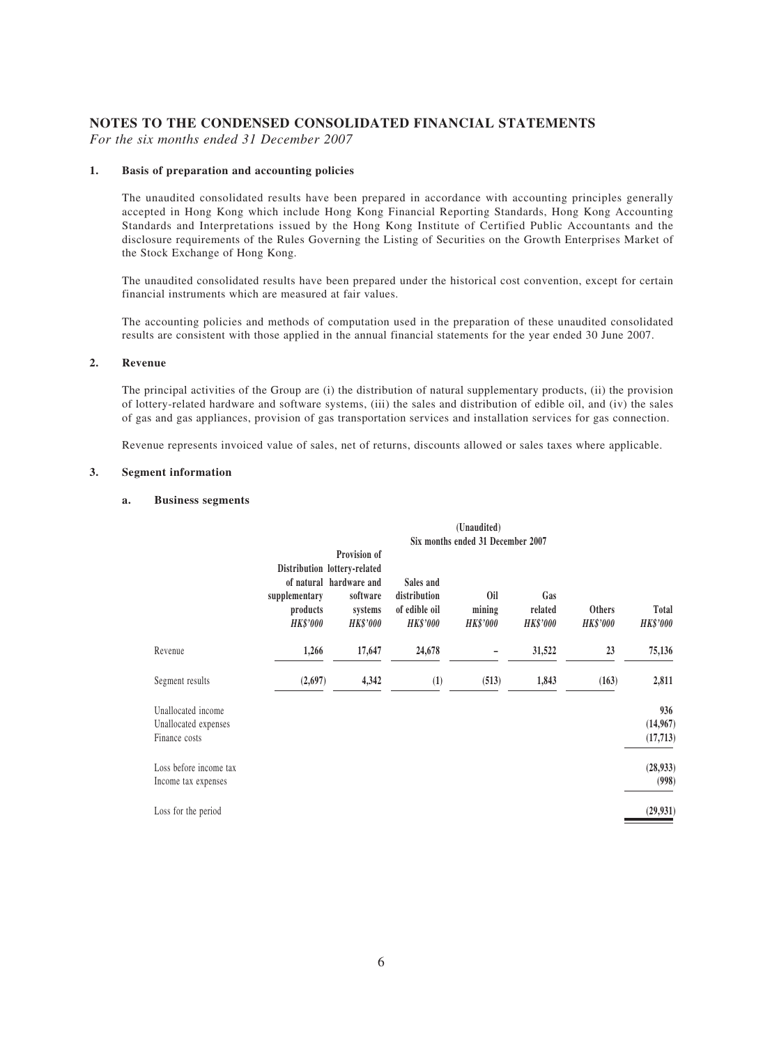# NOTES TO THE CONDENSED CONSOLIDATED FINANCIAL STATEMENTS

*For the six months ended 31 December 2007*

## 1. Basis of preparation and accounting policies

The unaudited consolidated results have been prepared in accordance with accounting principles generally accepted in Hong Kong which include Hong Kong Financial Reporting Standards, Hong Kong Accounting Standards and Interpretations issued by the Hong Kong Institute of Certified Public Accountants and the disclosure requirements of the Rules Governing the Listing of Securities on the Growth Enterprises Market of the Stock Exchange of Hong Kong.

The unaudited consolidated results have been prepared under the historical cost convention, except for certain financial instruments which are measured at fair values.

The accounting policies and methods of computation used in the preparation of these unaudited consolidated results are consistent with those applied in the annual financial statements for the year ended 30 June 2007.

## 2. Revenue

The principal activities of the Group are (i) the distribution of natural supplementary products, (ii) the provision of lottery-related hardware and software systems, (iii) the sales and distribution of edible oil, and (iv) the sales of gas and gas appliances, provision of gas transportation services and installation services for gas connection.

Revenue represents invoiced value of sales, net of returns, discounts allowed or sales taxes where applicable.

## 3. Segment information

### a. Business segments

| | (Unaudited) Six months ended 31 December 2007 | | | | | | |
|---|---|---|---|---|---|---|---|
| | Distribution of natural supplementary products | Provision of lottery-related hardware and software systems | Sales and distribution of edible oil | Oil mining | Gas related | Others | Total |
| | *HK$'000* | *HK$'000* | *HK$'000* | *HK$'000* | *HK$'000* | *HK$'000* | *HK$'000* |
| Revenue | 1,266 | 17,647 | 24,678 | – | 31,522 | 23 | 75,136 |
| Segment results | (2,697) | 4,342 | (1) | (513) | 1,843 | (163) | 2,811 |
| Unallocated income | | | | | | | 936 |
| Unallocated expenses | | | | | | | (14,967) |
| Finance costs | | | | | | | (17,713) |
| Loss before income tax | | | | | | | (28,933) |
| Income tax expenses | | | | | | | (998) |
| Loss for the period | | | | | | | (29,931) |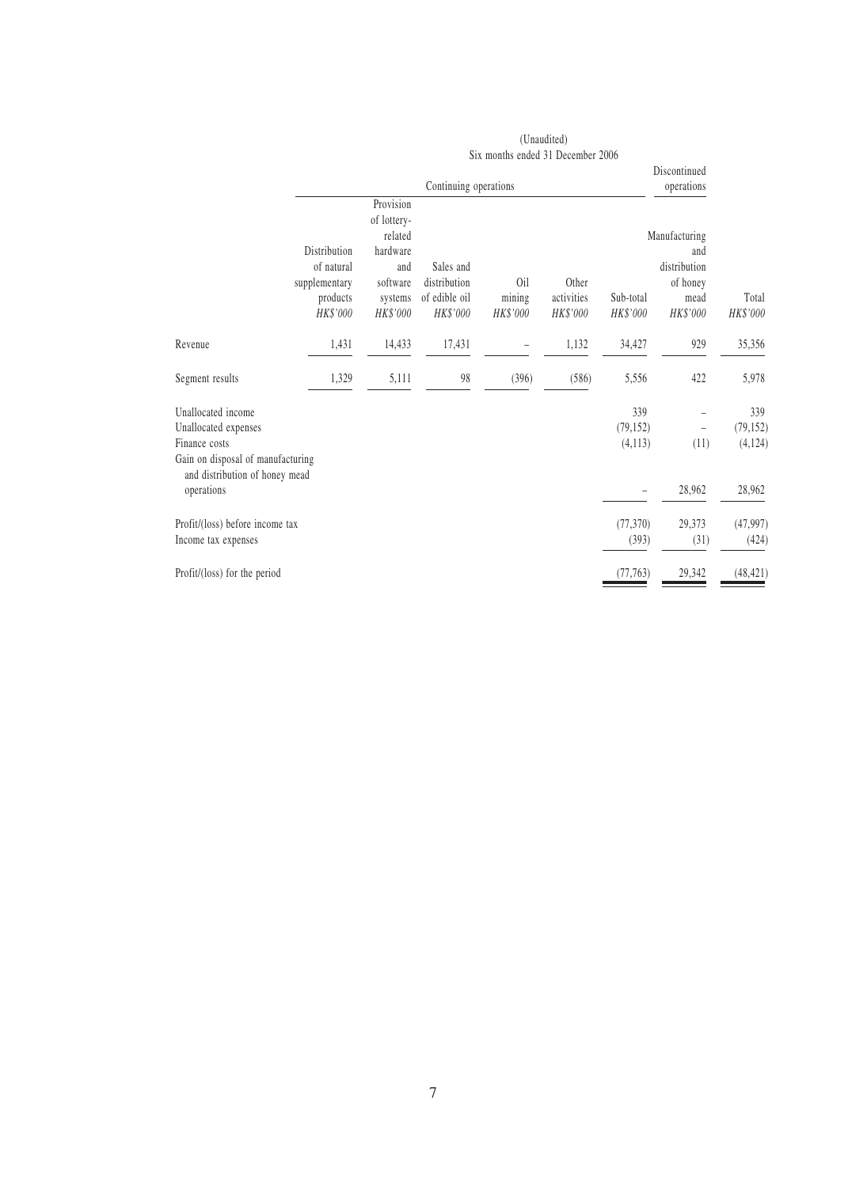(Unaudited)
Six months ended 31 December 2006

| | Continuing operations | | | | | | Discontinued operations | |
|---|---|---|---|---|---|---|---|---|
| | Distribution of natural supplementary products *HK$'000* | Provision of lottery-related hardware and software systems *HK$'000* | Sales and distribution of edible oil *HK$'000* | Oil mining *HK$'000* | Other activities *HK$'000* | Sub-total *HK$'000* | Manufacturing and distribution of honey mead *HK$'000* | Total *HK$'000* |
| Revenue | 1,431 | 14,433 | 17,431 | – | 1,132 | 34,427 | 929 | 35,356 |
| Segment results | 1,329 | 5,111 | 98 | (396) | (586) | 5,556 | 422 | 5,978 |
| Unallocated income | | | | | | 339 | – | 339 |
| Unallocated expenses | | | | | | (79,152) | – | (79,152) |
| Finance costs | | | | | | (4,113) | (11) | (4,124) |
| Gain on disposal of manufacturing and distribution of honey mead operations | | | | | | – | 28,962 | 28,962 |
| Profit/(loss) before income tax | | | | | | (77,370) | 29,373 | (47,997) |
| Income tax expenses | | | | | | (393) | (31) | (424) |
| Profit/(loss) for the period | | | | | | (77,763) | 29,342 | (48,421) |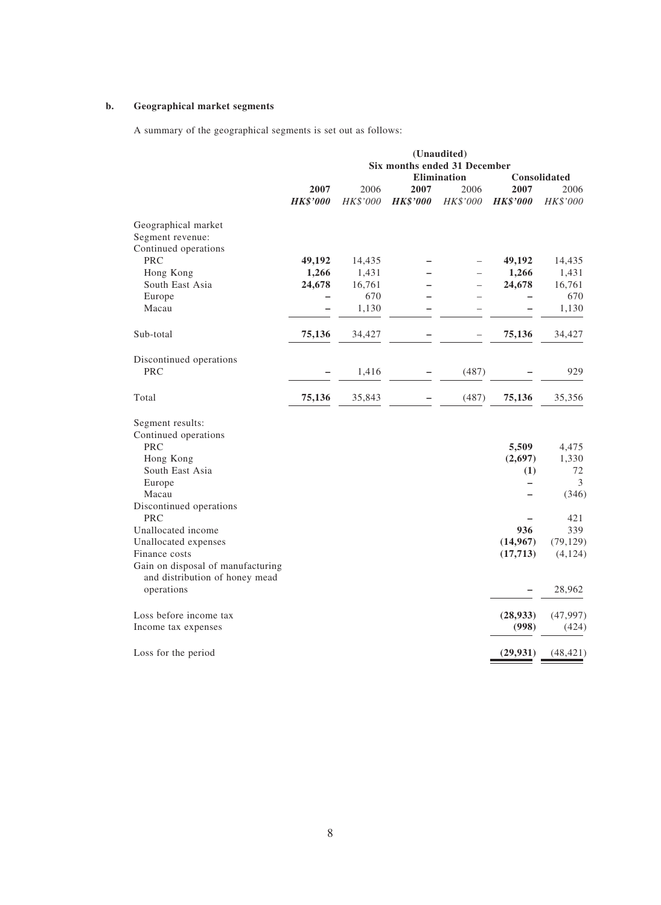**b. Geographical market segments**

A summary of the geographical segments is set out as follows:

| | (Unaudited) | | | | | |
|---|---|---|---|---|---|---|
| | Six months ended 31 December | | | | | |
| | | | Elimination | | Consolidated | |
| | **2007** | 2006 | **2007** | 2006 | **2007** | 2006 |
| | ***HK$'000*** | *HK$'000* | ***HK$'000*** | *HK$'000* | ***HK$'000*** | *HK$'000* |
| Geographical market | | | | | | |
| Segment revenue: | | | | | | |
| Continued operations | | | | | | |
| PRC | **49,192** | 14,435 | **–** | – | **49,192** | 14,435 |
| Hong Kong | **1,266** | 1,431 | **–** | – | **1,266** | 1,431 |
| South East Asia | **24,678** | 16,761 | **–** | – | **24,678** | 16,761 |
| Europe | **–** | 670 | **–** | – | **–** | 670 |
| Macau | **–** | 1,130 | **–** | – | **–** | 1,130 |
| Sub-total | **75,136** | 34,427 | **–** | – | **75,136** | 34,427 |
| Discontinued operations | | | | | | |
| PRC | **–** | 1,416 | **–** | (487) | **–** | 929 |
| Total | **75,136** | 35,843 | **–** | (487) | **75,136** | 35,356 |
| Segment results: | | | | | | |
| Continued operations | | | | | | |
| PRC | | | | | **5,509** | 4,475 |
| Hong Kong | | | | | **(2,697)** | 1,330 |
| South East Asia | | | | | **(1)** | 72 |
| Europe | | | | | **–** | 3 |
| Macau | | | | | **–** | (346) |
| Discontinued operations | | | | | | |
| PRC | | | | | **–** | 421 |
| Unallocated income | | | | | **936** | 339 |
| Unallocated expenses | | | | | **(14,967)** | (79,129) |
| Finance costs | | | | | **(17,713)** | (4,124) |
| Gain on disposal of manufacturing and distribution of honey mead operations | | | | | **–** | 28,962 |
| Loss before income tax | | | | | **(28,933)** | (47,997) |
| Income tax expenses | | | | | **(998)** | (424) |
| Loss for the period | | | | | **(29,931)** | (48,421) |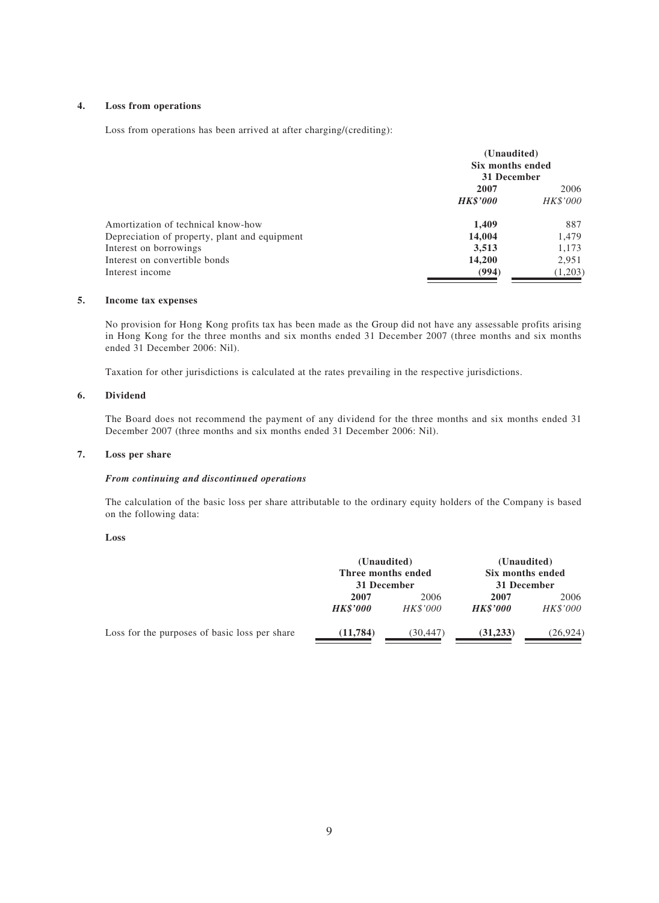**4. Loss from operations**

Loss from operations has been arrived at after charging/(crediting):

| | (Unaudited) Six months ended 31 December | |
|---|---|---|
| | **2007** | 2006 |
| | ***HK$'000*** | *HK$'000* |
| Amortization of technical know-how | **1,409** | 887 |
| Depreciation of property, plant and equipment | **14,004** | 1,479 |
| Interest on borrowings | **3,513** | 1,173 |
| Interest on convertible bonds | **14,200** | 2,951 |
| Interest income | **(994)** | (1,203) |

**5. Income tax expenses**

No provision for Hong Kong profits tax has been made as the Group did not have any assessable profits arising in Hong Kong for the three months and six months ended 31 December 2007 (three months and six months ended 31 December 2006: Nil).

Taxation for other jurisdictions is calculated at the rates prevailing in the respective jurisdictions.

**6. Dividend**

The Board does not recommend the payment of any dividend for the three months and six months ended 31 December 2007 (three months and six months ended 31 December 2006: Nil).

**7. Loss per share**

***From continuing and discontinued operations***

The calculation of the basic loss per share attributable to the ordinary equity holders of the Company is based on the following data:

**Loss**

| | (Unaudited) Three months ended 31 December | | (Unaudited) Six months ended 31 December | |
|---|---|---|---|---|
| | **2007** | 2006 | **2007** | 2006 |
| | ***HK$'000*** | *HK$'000* | ***HK$'000*** | *HK$'000* |
| Loss for the purposes of basic loss per share | **(11,784)** | (30,447) | **(31,233)** | (26,924) |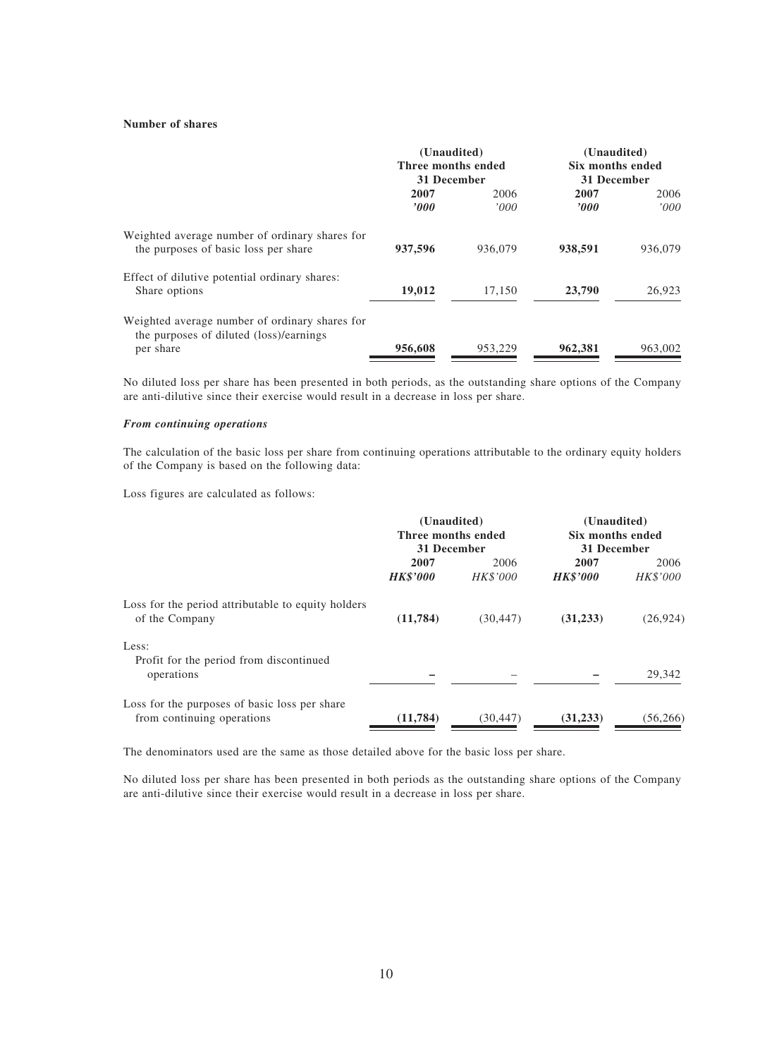**Number of shares**

| | (Unaudited) Three months ended 31 December | | (Unaudited) Six months ended 31 December | |
|---|---|---|---|---|
| | **2007** | 2006 | **2007** | 2006 |
| | **'000** | '000 | **'000** | '000 |
| Weighted average number of ordinary shares for the purposes of basic loss per share | **937,596** | 936,079 | **938,591** | 936,079 |
| Effect of dilutive potential ordinary shares: Share options | **19,012** | 17,150 | **23,790** | 26,923 |
| Weighted average number of ordinary shares for the purposes of diluted (loss)/earnings per share | **956,608** | 953,229 | **962,381** | 963,002 |

No diluted loss per share has been presented in both periods, as the outstanding share options of the Company are anti-dilutive since their exercise would result in a decrease in loss per share.

***From continuing operations***

The calculation of the basic loss per share from continuing operations attributable to the ordinary equity holders of the Company is based on the following data:

Loss figures are calculated as follows:

| | (Unaudited) Three months ended 31 December | | (Unaudited) Six months ended 31 December | |
|---|---|---|---|---|
| | **2007** | 2006 | **2007** | 2006 |
| | ***HK$'000*** | *HK$'000* | ***HK$'000*** | *HK$'000* |
| Loss for the period attributable to equity holders of the Company | **(11,784)** | (30,447) | **(31,233)** | (26,924) |
| Less: Profit for the period from discontinued operations | **–** | – | **–** | 29,342 |
| Loss for the purposes of basic loss per share from continuing operations | **(11,784)** | (30,447) | **(31,233)** | (56,266) |

The denominators used are the same as those detailed above for the basic loss per share.

No diluted loss per share has been presented in both periods as the outstanding share options of the Company are anti-dilutive since their exercise would result in a decrease in loss per share.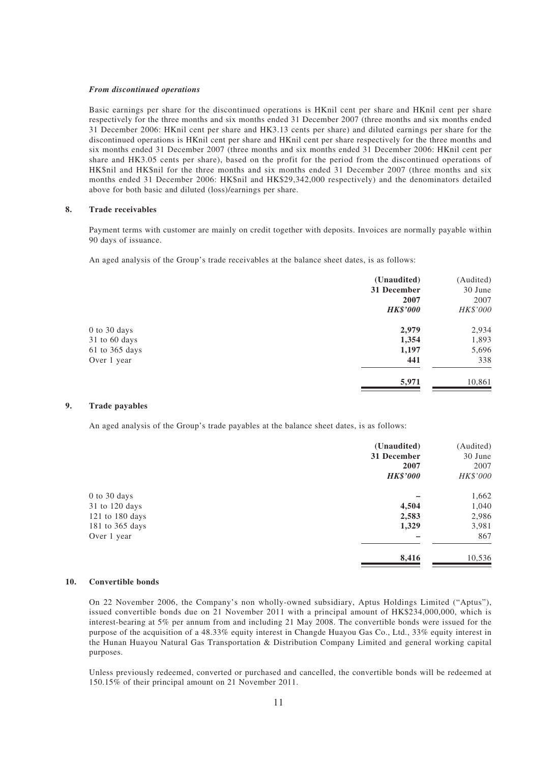***From discontinued operations***

Basic earnings per share for the discontinued operations is HKnil cent per share and HKnil cent per share respectively for the three months and six months ended 31 December 2007 (three months and six months ended 31 December 2006: HKnil cent per share and HK3.13 cents per share) and diluted earnings per share for the discontinued operations is HKnil cent per share and HKnil cent per share respectively for the three months and six months ended 31 December 2007 (three months and six months ended 31 December 2006: HKnil cent per share and HK3.05 cents per share), based on the profit for the period from the discontinued operations of HK$nil and HK$nil for the three months and six months ended 31 December 2007 (three months and six months ended 31 December 2006: HK$nil and HK$29,342,000 respectively) and the denominators detailed above for both basic and diluted (loss)/earnings per share.

## 8. Trade receivables

Payment terms with customer are mainly on credit together with deposits. Invoices are normally payable within 90 days of issuance.

An aged analysis of the Group's trade receivables at the balance sheet dates, is as follows:

| | **(Unaudited) 31 December 2007** ***HK$'000*** | (Audited) 30 June 2007 *HK$'000* |
|---|---|---|
| 0 to 30 days | **2,979** | 2,934 |
| 31 to 60 days | **1,354** | 1,893 |
| 61 to 365 days | **1,197** | 5,696 |
| Over 1 year | **441** | 338 |
| | **5,971** | 10,861 |

## 9. Trade payables

An aged analysis of the Group's trade payables at the balance sheet dates, is as follows:

| | **(Unaudited) 31 December 2007** ***HK$'000*** | (Audited) 30 June 2007 *HK$'000* |
|---|---|---|
| 0 to 30 days | **–** | 1,662 |
| 31 to 120 days | **4,504** | 1,040 |
| 121 to 180 days | **2,583** | 2,986 |
| 181 to 365 days | **1,329** | 3,981 |
| Over 1 year | **–** | 867 |
| | **8,416** | 10,536 |

## 10. Convertible bonds

On 22 November 2006, the Company's non wholly-owned subsidiary, Aptus Holdings Limited ("Aptus"), issued convertible bonds due on 21 November 2011 with a principal amount of HK$234,000,000, which is interest-bearing at 5% per annum from and including 21 May 2008. The convertible bonds were issued for the purpose of the acquisition of a 48.33% equity interest in Changde Huayou Gas Co., Ltd., 33% equity interest in the Hunan Huayou Natural Gas Transportation & Distribution Company Limited and general working capital purposes.

Unless previously redeemed, converted or purchased and cancelled, the convertible bonds will be redeemed at 150.15% of their principal amount on 21 November 2011.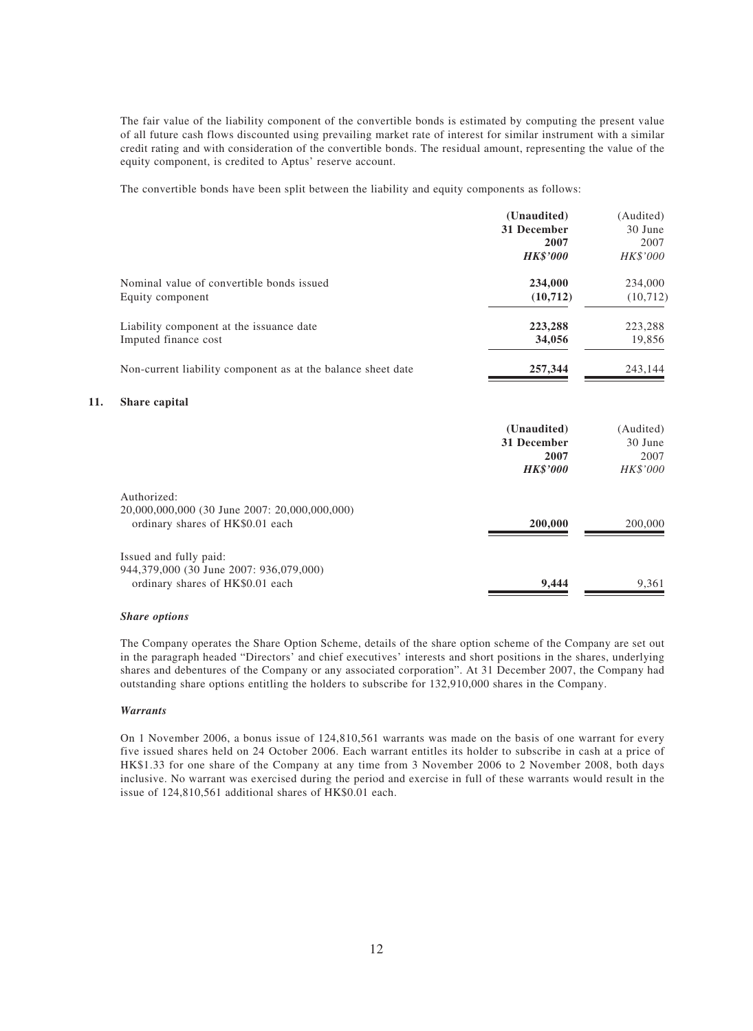The fair value of the liability component of the convertible bonds is estimated by computing the present value of all future cash flows discounted using prevailing market rate of interest for similar instrument with a similar credit rating and with consideration of the convertible bonds. The residual amount, representing the value of the equity component, is credited to Aptus' reserve account.

The convertible bonds have been split between the liability and equity components as follows:

| | **(Unaudited) 31 December 2007 *HK$'000*** | (Audited) 30 June 2007 *HK$'000* |
|---|---|---|
| Nominal value of convertible bonds issued | **234,000** | 234,000 |
| Equity component | **(10,712)** | (10,712) |
| Liability component at the issuance date | **223,288** | 223,288 |
| Imputed finance cost | **34,056** | 19,856 |
| Non-current liability component as at the balance sheet date | **257,344** | 243,144 |

## 11. Share capital

| | **(Unaudited) 31 December 2007 *HK$'000*** | (Audited) 30 June 2007 *HK$'000* |
|---|---|---|
| Authorized: | | |
| 20,000,000,000 (30 June 2007: 20,000,000,000) ordinary shares of HK$0.01 each | **200,000** | 200,000 |
| Issued and fully paid: | | |
| 944,379,000 (30 June 2007: 936,079,000) ordinary shares of HK$0.01 each | **9,444** | 9,361 |

***Share options***

The Company operates the Share Option Scheme, details of the share option scheme of the Company are set out in the paragraph headed "Directors' and chief executives' interests and short positions in the shares, underlying shares and debentures of the Company or any associated corporation". At 31 December 2007, the Company had outstanding share options entitling the holders to subscribe for 132,910,000 shares in the Company.

***Warrants***

On 1 November 2006, a bonus issue of 124,810,561 warrants was made on the basis of one warrant for every five issued shares held on 24 October 2006. Each warrant entitles its holder to subscribe in cash at a price of HK$1.33 for one share of the Company at any time from 3 November 2006 to 2 November 2008, both days inclusive. No warrant was exercised during the period and exercise in full of these warrants would result in the issue of 124,810,561 additional shares of HK$0.01 each.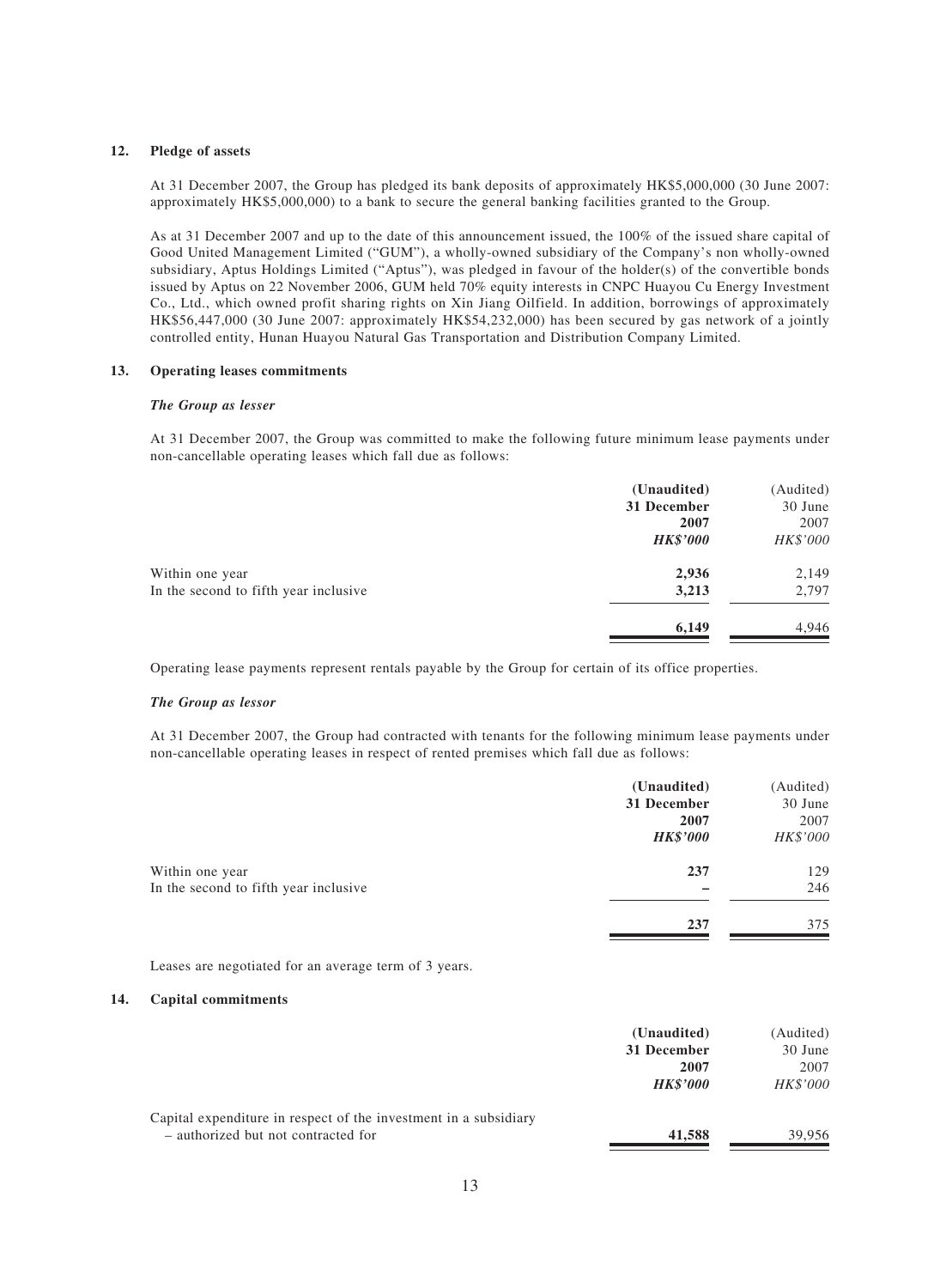## 12. Pledge of assets

At 31 December 2007, the Group has pledged its bank deposits of approximately HK$5,000,000 (30 June 2007: approximately HK$5,000,000) to a bank to secure the general banking facilities granted to the Group.

As at 31 December 2007 and up to the date of this announcement issued, the 100% of the issued share capital of Good United Management Limited ("GUM"), a wholly-owned subsidiary of the Company's non wholly-owned subsidiary, Aptus Holdings Limited ("Aptus"), was pledged in favour of the holder(s) of the convertible bonds issued by Aptus on 22 November 2006, GUM held 70% equity interests in CNPC Huayou Cu Energy Investment Co., Ltd., which owned profit sharing rights on Xin Jiang Oilfield. In addition, borrowings of approximately HK$56,447,000 (30 June 2007: approximately HK$54,232,000) has been secured by gas network of a jointly controlled entity, Hunan Huayou Natural Gas Transportation and Distribution Company Limited.

## 13. Operating leases commitments

### *The Group as lesser*

At 31 December 2007, the Group was committed to make the following future minimum lease payments under non-cancellable operating leases which fall due as follows:

| | **(Unaudited) 31 December 2007 *HK$'000*** | (Audited) 30 June 2007 *HK$'000* |
|---|---|---|
| Within one year | **2,936** | 2,149 |
| In the second to fifth year inclusive | **3,213** | 2,797 |
| | **6,149** | 4,946 |

Operating lease payments represent rentals payable by the Group for certain of its office properties.

### *The Group as lessor*

At 31 December 2007, the Group had contracted with tenants for the following minimum lease payments under non-cancellable operating leases in respect of rented premises which fall due as follows:

| | **(Unaudited) 31 December 2007 *HK$'000*** | (Audited) 30 June 2007 *HK$'000* |
|---|---|---|
| Within one year | **237** | 129 |
| In the second to fifth year inclusive | **–** | 246 |
| | **237** | 375 |

Leases are negotiated for an average term of 3 years.

## 14. Capital commitments

| | **(Unaudited) 31 December 2007 *HK$'000*** | (Audited) 30 June 2007 *HK$'000* |
|---|---|---|
| Capital expenditure in respect of the investment in a subsidiary – authorized but not contracted for | **41,588** | 39,956 |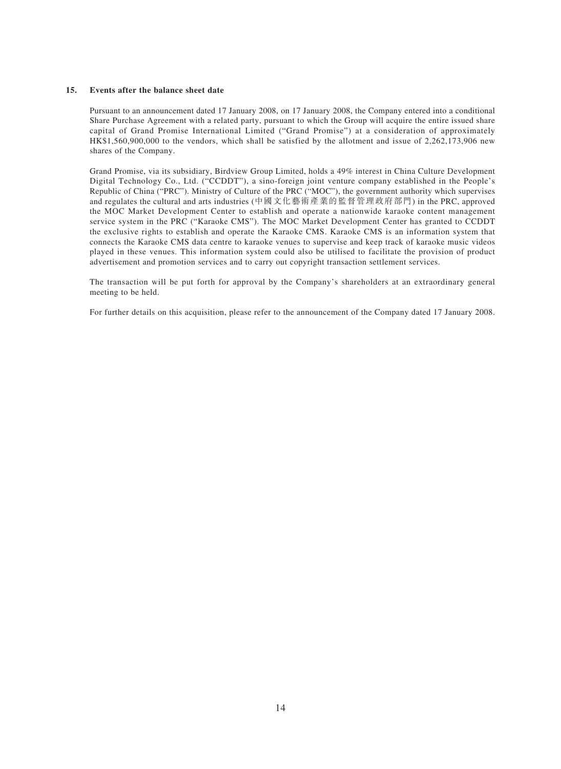## 15. Events after the balance sheet date

Pursuant to an announcement dated 17 January 2008, on 17 January 2008, the Company entered into a conditional Share Purchase Agreement with a related party, pursuant to which the Group will acquire the entire issued share capital of Grand Promise International Limited ("Grand Promise") at a consideration of approximately HK$1,560,900,000 to the vendors, which shall be satisfied by the allotment and issue of 2,262,173,906 new shares of the Company.

Grand Promise, via its subsidiary, Birdview Group Limited, holds a 49% interest in China Culture Development Digital Technology Co., Ltd. ("CCDDT"), a sino-foreign joint venture company established in the People's Republic of China ("PRC"). Ministry of Culture of the PRC ("MOC"), the government authority which supervises and regulates the cultural and arts industries (中國文化藝術產業的監督管理政府部門) in the PRC, approved the MOC Market Development Center to establish and operate a nationwide karaoke content management service system in the PRC ("Karaoke CMS"). The MOC Market Development Center has granted to CCDDT the exclusive rights to establish and operate the Karaoke CMS. Karaoke CMS is an information system that connects the Karaoke CMS data centre to karaoke venues to supervise and keep track of karaoke music videos played in these venues. This information system could also be utilised to facilitate the provision of product advertisement and promotion services and to carry out copyright transaction settlement services.

The transaction will be put forth for approval by the Company's shareholders at an extraordinary general meeting to be held.

For further details on this acquisition, please refer to the announcement of the Company dated 17 January 2008.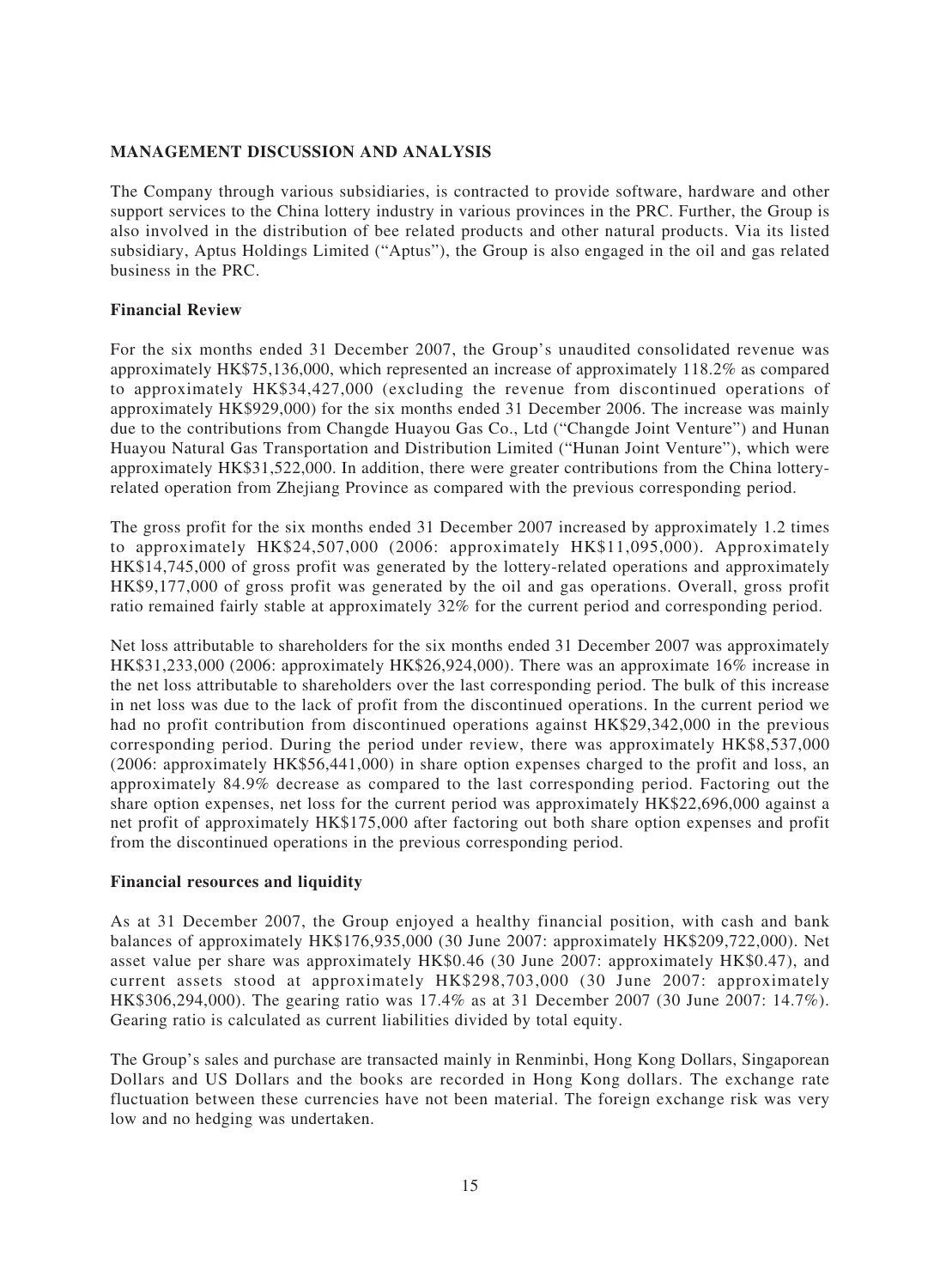## MANAGEMENT DISCUSSION AND ANALYSIS

The Company through various subsidiaries, is contracted to provide software, hardware and other support services to the China lottery industry in various provinces in the PRC. Further, the Group is also involved in the distribution of bee related products and other natural products. Via its listed subsidiary, Aptus Holdings Limited ("Aptus"), the Group is also engaged in the oil and gas related business in the PRC.

### Financial Review

For the six months ended 31 December 2007, the Group's unaudited consolidated revenue was approximately HK$75,136,000, which represented an increase of approximately 118.2% as compared to approximately HK$34,427,000 (excluding the revenue from discontinued operations of approximately HK$929,000) for the six months ended 31 December 2006. The increase was mainly due to the contributions from Changde Huayou Gas Co., Ltd ("Changde Joint Venture") and Hunan Huayou Natural Gas Transportation and Distribution Limited ("Hunan Joint Venture"), which were approximately HK$31,522,000. In addition, there were greater contributions from the China lottery-related operation from Zhejiang Province as compared with the previous corresponding period.

The gross profit for the six months ended 31 December 2007 increased by approximately 1.2 times to approximately HK$24,507,000 (2006: approximately HK$11,095,000). Approximately HK$14,745,000 of gross profit was generated by the lottery-related operations and approximately HK$9,177,000 of gross profit was generated by the oil and gas operations. Overall, gross profit ratio remained fairly stable at approximately 32% for the current period and corresponding period.

Net loss attributable to shareholders for the six months ended 31 December 2007 was approximately HK$31,233,000 (2006: approximately HK$26,924,000). There was an approximate 16% increase in the net loss attributable to shareholders over the last corresponding period. The bulk of this increase in net loss was due to the lack of profit from the discontinued operations. In the current period we had no profit contribution from discontinued operations against HK$29,342,000 in the previous corresponding period. During the period under review, there was approximately HK$8,537,000 (2006: approximately HK$56,441,000) in share option expenses charged to the profit and loss, an approximately 84.9% decrease as compared to the last corresponding period. Factoring out the share option expenses, net loss for the current period was approximately HK$22,696,000 against a net profit of approximately HK$175,000 after factoring out both share option expenses and profit from the discontinued operations in the previous corresponding period.

### Financial resources and liquidity

As at 31 December 2007, the Group enjoyed a healthy financial position, with cash and bank balances of approximately HK$176,935,000 (30 June 2007: approximately HK$209,722,000). Net asset value per share was approximately HK$0.46 (30 June 2007: approximately HK$0.47), and current assets stood at approximately HK$298,703,000 (30 June 2007: approximately HK$306,294,000). The gearing ratio was 17.4% as at 31 December 2007 (30 June 2007: 14.7%). Gearing ratio is calculated as current liabilities divided by total equity.

The Group's sales and purchase are transacted mainly in Renminbi, Hong Kong Dollars, Singaporean Dollars and US Dollars and the books are recorded in Hong Kong dollars. The exchange rate fluctuation between these currencies have not been material. The foreign exchange risk was very low and no hedging was undertaken.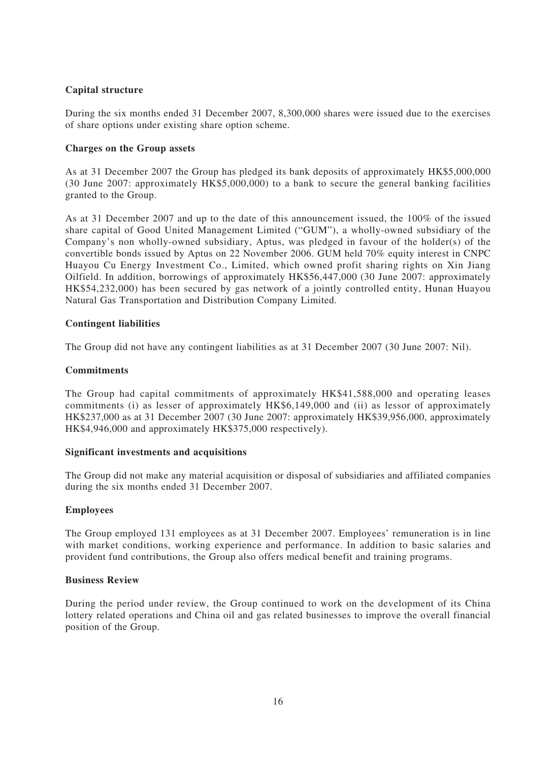**Capital structure**

During the six months ended 31 December 2007, 8,300,000 shares were issued due to the exercises of share options under existing share option scheme.

**Charges on the Group assets**

As at 31 December 2007 the Group has pledged its bank deposits of approximately HK$5,000,000 (30 June 2007: approximately HK$5,000,000) to a bank to secure the general banking facilities granted to the Group.

As at 31 December 2007 and up to the date of this announcement issued, the 100% of the issued share capital of Good United Management Limited ("GUM"), a wholly-owned subsidiary of the Company's non wholly-owned subsidiary, Aptus, was pledged in favour of the holder(s) of the convertible bonds issued by Aptus on 22 November 2006. GUM held 70% equity interest in CNPC Huayou Cu Energy Investment Co., Limited, which owned profit sharing rights on Xin Jiang Oilfield. In addition, borrowings of approximately HK$56,447,000 (30 June 2007: approximately HK$54,232,000) has been secured by gas network of a jointly controlled entity, Hunan Huayou Natural Gas Transportation and Distribution Company Limited.

**Contingent liabilities**

The Group did not have any contingent liabilities as at 31 December 2007 (30 June 2007: Nil).

**Commitments**

The Group had capital commitments of approximately HK$41,588,000 and operating leases commitments (i) as lesser of approximately HK$6,149,000 and (ii) as lessor of approximately HK$237,000 as at 31 December 2007 (30 June 2007: approximately HK$39,956,000, approximately HK$4,946,000 and approximately HK$375,000 respectively).

**Significant investments and acquisitions**

The Group did not make any material acquisition or disposal of subsidiaries and affiliated companies during the six months ended 31 December 2007.

**Employees**

The Group employed 131 employees as at 31 December 2007. Employees' remuneration is in line with market conditions, working experience and performance. In addition to basic salaries and provident fund contributions, the Group also offers medical benefit and training programs.

**Business Review**

During the period under review, the Group continued to work on the development of its China lottery related operations and China oil and gas related businesses to improve the overall financial position of the Group.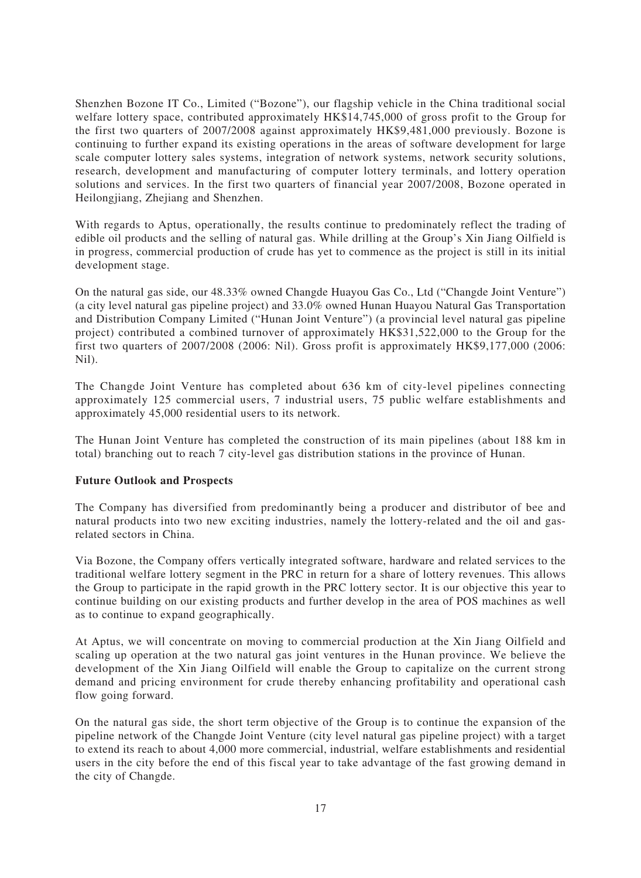Shenzhen Bozone IT Co., Limited ("Bozone"), our flagship vehicle in the China traditional social welfare lottery space, contributed approximately HK$14,745,000 of gross profit to the Group for the first two quarters of 2007/2008 against approximately HK$9,481,000 previously. Bozone is continuing to further expand its existing operations in the areas of software development for large scale computer lottery sales systems, integration of network systems, network security solutions, research, development and manufacturing of computer lottery terminals, and lottery operation solutions and services. In the first two quarters of financial year 2007/2008, Bozone operated in Heilongjiang, Zhejiang and Shenzhen.

With regards to Aptus, operationally, the results continue to predominately reflect the trading of edible oil products and the selling of natural gas. While drilling at the Group's Xin Jiang Oilfield is in progress, commercial production of crude has yet to commence as the project is still in its initial development stage.

On the natural gas side, our 48.33% owned Changde Huayou Gas Co., Ltd ("Changde Joint Venture") (a city level natural gas pipeline project) and 33.0% owned Hunan Huayou Natural Gas Transportation and Distribution Company Limited ("Hunan Joint Venture") (a provincial level natural gas pipeline project) contributed a combined turnover of approximately HK$31,522,000 to the Group for the first two quarters of 2007/2008 (2006: Nil). Gross profit is approximately HK$9,177,000 (2006: Nil).

The Changde Joint Venture has completed about 636 km of city-level pipelines connecting approximately 125 commercial users, 7 industrial users, 75 public welfare establishments and approximately 45,000 residential users to its network.

The Hunan Joint Venture has completed the construction of its main pipelines (about 188 km in total) branching out to reach 7 city-level gas distribution stations in the province of Hunan.

**Future Outlook and Prospects**

The Company has diversified from predominantly being a producer and distributor of bee and natural products into two new exciting industries, namely the lottery-related and the oil and gas-related sectors in China.

Via Bozone, the Company offers vertically integrated software, hardware and related services to the traditional welfare lottery segment in the PRC in return for a share of lottery revenues. This allows the Group to participate in the rapid growth in the PRC lottery sector. It is our objective this year to continue building on our existing products and further develop in the area of POS machines as well as to continue to expand geographically.

At Aptus, we will concentrate on moving to commercial production at the Xin Jiang Oilfield and scaling up operation at the two natural gas joint ventures in the Hunan province. We believe the development of the Xin Jiang Oilfield will enable the Group to capitalize on the current strong demand and pricing environment for crude thereby enhancing profitability and operational cash flow going forward.

On the natural gas side, the short term objective of the Group is to continue the expansion of the pipeline network of the Changde Joint Venture (city level natural gas pipeline project) with a target to extend its reach to about 4,000 more commercial, industrial, welfare establishments and residential users in the city before the end of this fiscal year to take advantage of the fast growing demand in the city of Changde.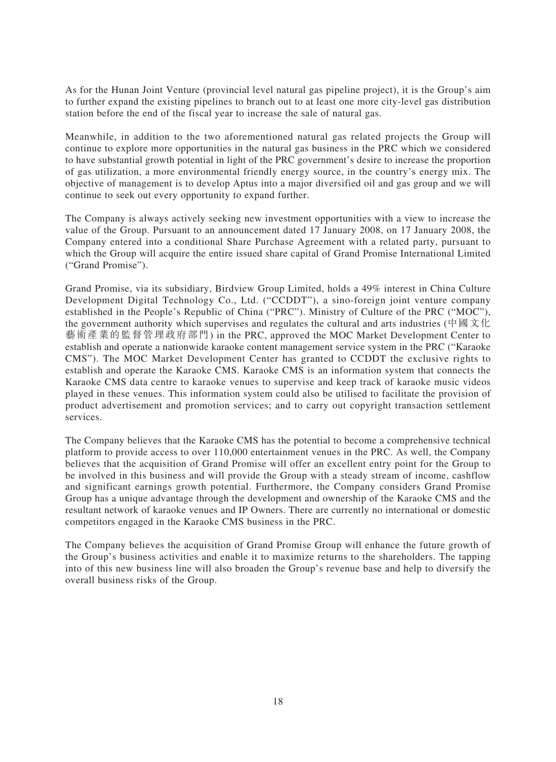As for the Hunan Joint Venture (provincial level natural gas pipeline project), it is the Group's aim to further expand the existing pipelines to branch out to at least one more city-level gas distribution station before the end of the fiscal year to increase the sale of natural gas.

Meanwhile, in addition to the two aforementioned natural gas related projects the Group will continue to explore more opportunities in the natural gas business in the PRC which we considered to have substantial growth potential in light of the PRC government's desire to increase the proportion of gas utilization, a more environmental friendly energy source, in the country's energy mix. The objective of management is to develop Aptus into a major diversified oil and gas group and we will continue to seek out every opportunity to expand further.

The Company is always actively seeking new investment opportunities with a view to increase the value of the Group. Pursuant to an announcement dated 17 January 2008, on 17 January 2008, the Company entered into a conditional Share Purchase Agreement with a related party, pursuant to which the Group will acquire the entire issued share capital of Grand Promise International Limited ("Grand Promise").

Grand Promise, via its subsidiary, Birdview Group Limited, holds a 49% interest in China Culture Development Digital Technology Co., Ltd. ("CCDDT"), a sino-foreign joint venture company established in the People's Republic of China ("PRC"). Ministry of Culture of the PRC ("MOC"), the government authority which supervises and regulates the cultural and arts industries (中國文化藝術產業的監督管理政府部門) in the PRC, approved the MOC Market Development Center to establish and operate a nationwide karaoke content management service system in the PRC ("Karaoke CMS"). The MOC Market Development Center has granted to CCDDT the exclusive rights to establish and operate the Karaoke CMS. Karaoke CMS is an information system that connects the Karaoke CMS data centre to karaoke venues to supervise and keep track of karaoke music videos played in these venues. This information system could also be utilised to facilitate the provision of product advertisement and promotion services; and to carry out copyright transaction settlement services.

The Company believes that the Karaoke CMS has the potential to become a comprehensive technical platform to provide access to over 110,000 entertainment venues in the PRC. As well, the Company believes that the acquisition of Grand Promise will offer an excellent entry point for the Group to be involved in this business and will provide the Group with a steady stream of income, cashflow and significant earnings growth potential. Furthermore, the Company considers Grand Promise Group has a unique advantage through the development and ownership of the Karaoke CMS and the resultant network of karaoke venues and IP Owners. There are currently no international or domestic competitors engaged in the Karaoke CMS business in the PRC.

The Company believes the acquisition of Grand Promise Group will enhance the future growth of the Group's business activities and enable it to maximize returns to the shareholders. The tapping into of this new business line will also broaden the Group's revenue base and help to diversify the overall business risks of the Group.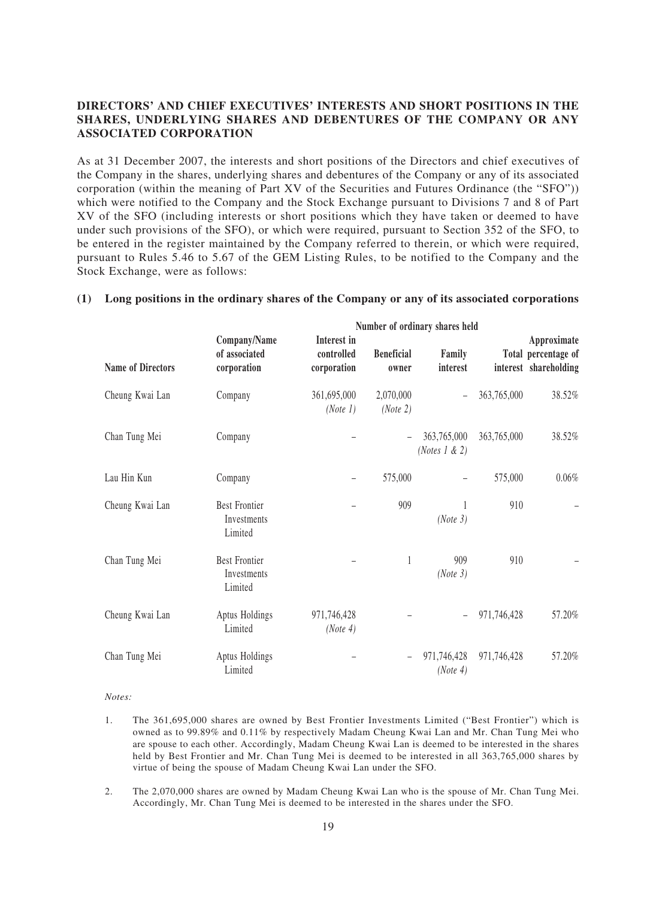**DIRECTORS' AND CHIEF EXECUTIVES' INTERESTS AND SHORT POSITIONS IN THE SHARES, UNDERLYING SHARES AND DEBENTURES OF THE COMPANY OR ANY ASSOCIATED CORPORATION**

As at 31 December 2007, the interests and short positions of the Directors and chief executives of the Company in the shares, underlying shares and debentures of the Company or any of its associated corporation (within the meaning of Part XV of the Securities and Futures Ordinance (the "SFO")) which were notified to the Company and the Stock Exchange pursuant to Divisions 7 and 8 of Part XV of the SFO (including interests or short positions which they have taken or deemed to have under such provisions of the SFO), or which were required, pursuant to Section 352 of the SFO, to be entered in the register maintained by the Company referred to therein, or which were required, pursuant to Rules 5.46 to 5.67 of the GEM Listing Rules, to be notified to the Company and the Stock Exchange, were as follows:

**(1) Long positions in the ordinary shares of the Company or any of its associated corporations**

| | | Number of ordinary shares held | | | | |
|---|---|---|---|---|---|---|
| **Name of Directors** | **Company/Name of associated corporation** | **Interest in controlled corporation** | **Beneficial owner** | **Family interest** | **Total interest** | **Approximate percentage of shareholding** |
| Cheung Kwai Lan | Company | 361,695,000 *(Note 1)* | 2,070,000 *(Note 2)* | – | 363,765,000 | 38.52% |
| Chan Tung Mei | Company | – | – | 363,765,000 *(Notes 1 & 2)* | 363,765,000 | 38.52% |
| Lau Hin Kun | Company | – | 575,000 | – | 575,000 | 0.06% |
| Cheung Kwai Lan | Best Frontier Investments Limited | – | 909 | 1 *(Note 3)* | 910 | – |
| Chan Tung Mei | Best Frontier Investments Limited | – | 1 | 909 *(Note 3)* | 910 | – |
| Cheung Kwai Lan | Aptus Holdings Limited | 971,746,428 *(Note 4)* | – | – | 971,746,428 | 57.20% |
| Chan Tung Mei | Aptus Holdings Limited | – | – | 971,746,428 *(Note 4)* | 971,746,428 | 57.20% |

*Notes:*

1. The 361,695,000 shares are owned by Best Frontier Investments Limited ("Best Frontier") which is owned as to 99.89% and 0.11% by respectively Madam Cheung Kwai Lan and Mr. Chan Tung Mei who are spouse to each other. Accordingly, Madam Cheung Kwai Lan is deemed to be interested in the shares held by Best Frontier and Mr. Chan Tung Mei is deemed to be interested in all 363,765,000 shares by virtue of being the spouse of Madam Cheung Kwai Lan under the SFO.

2. The 2,070,000 shares are owned by Madam Cheung Kwai Lan who is the spouse of Mr. Chan Tung Mei. Accordingly, Mr. Chan Tung Mei is deemed to be interested in the shares under the SFO.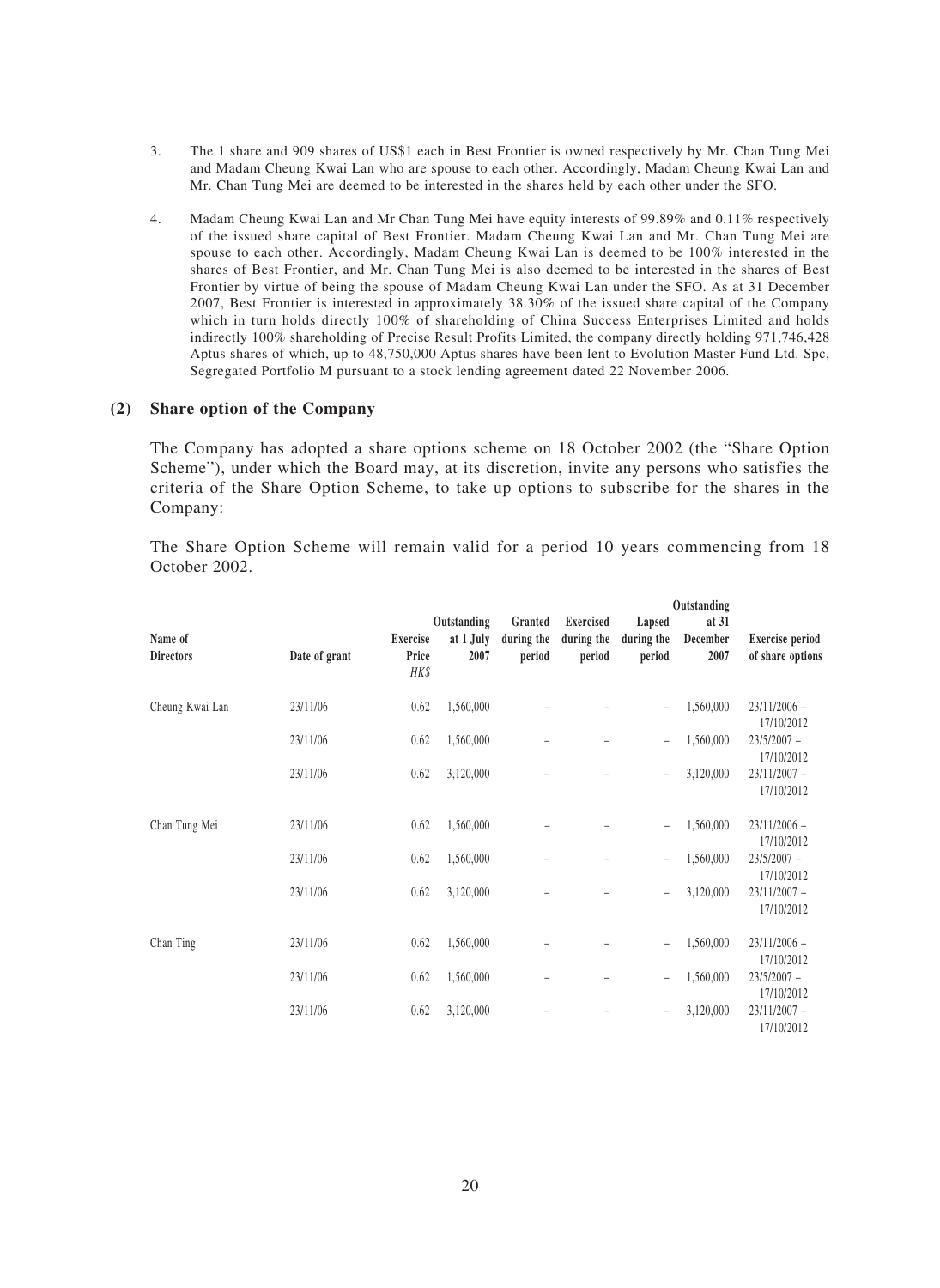3. The 1 share and 909 shares of US$1 each in Best Frontier is owned respectively by Mr. Chan Tung Mei and Madam Cheung Kwai Lan who are spouse to each other. Accordingly, Madam Cheung Kwai Lan and Mr. Chan Tung Mei are deemed to be interested in the shares held by each other under the SFO.

4. Madam Cheung Kwai Lan and Mr Chan Tung Mei have equity interests of 99.89% and 0.11% respectively of the issued share capital of Best Frontier. Madam Cheung Kwai Lan and Mr. Chan Tung Mei are spouse to each other. Accordingly, Madam Cheung Kwai Lan is deemed to be 100% interested in the shares of Best Frontier, and Mr. Chan Tung Mei is also deemed to be interested in the shares of Best Frontier by virtue of being the spouse of Madam Cheung Kwai Lan under the SFO. As at 31 December 2007, Best Frontier is interested in approximately 38.30% of the issued share capital of the Company which in turn holds directly 100% of shareholding of China Success Enterprises Limited and holds indirectly 100% shareholding of Precise Result Profits Limited, the company directly holding 971,746,428 Aptus shares of which, up to 48,750,000 Aptus shares have been lent to Evolution Master Fund Ltd. Spc, Segregated Portfolio M pursuant to a stock lending agreement dated 22 November 2006.

## (2) Share option of the Company

The Company has adopted a share options scheme on 18 October 2002 (the "Share Option Scheme"), under which the Board may, at its discretion, invite any persons who satisfies the criteria of the Share Option Scheme, to take up options to subscribe for the shares in the Company:

The Share Option Scheme will remain valid for a period 10 years commencing from 18 October 2002.

| Name of Directors | Date of grant | Exercise Price HK$ | Outstanding at 1 July 2007 | Granted during the period | Exercised during the period | Lapsed during the period | Outstanding at 31 December 2007 | Exercise period of share options |
|---|---|---|---|---|---|---|---|---|
| Cheung Kwai Lan | 23/11/06 | 0.62 | 1,560,000 | – | – | – | 1,560,000 | 23/11/2006 – 17/10/2012 |
| | 23/11/06 | 0.62 | 1,560,000 | – | – | – | 1,560,000 | 23/5/2007 – 17/10/2012 |
| | 23/11/06 | 0.62 | 3,120,000 | – | – | – | 3,120,000 | 23/11/2007 – 17/10/2012 |
| Chan Tung Mei | 23/11/06 | 0.62 | 1,560,000 | – | – | – | 1,560,000 | 23/11/2006 – 17/10/2012 |
| | 23/11/06 | 0.62 | 1,560,000 | – | – | – | 1,560,000 | 23/5/2007 – 17/10/2012 |
| | 23/11/06 | 0.62 | 3,120,000 | – | – | – | 3,120,000 | 23/11/2007 – 17/10/2012 |
| Chan Ting | 23/11/06 | 0.62 | 1,560,000 | – | – | – | 1,560,000 | 23/11/2006 – 17/10/2012 |
| | 23/11/06 | 0.62 | 1,560,000 | – | – | – | 1,560,000 | 23/5/2007 – 17/10/2012 |
| | 23/11/06 | 0.62 | 3,120,000 | – | – | – | 3,120,000 | 23/11/2007 – 17/10/2012 |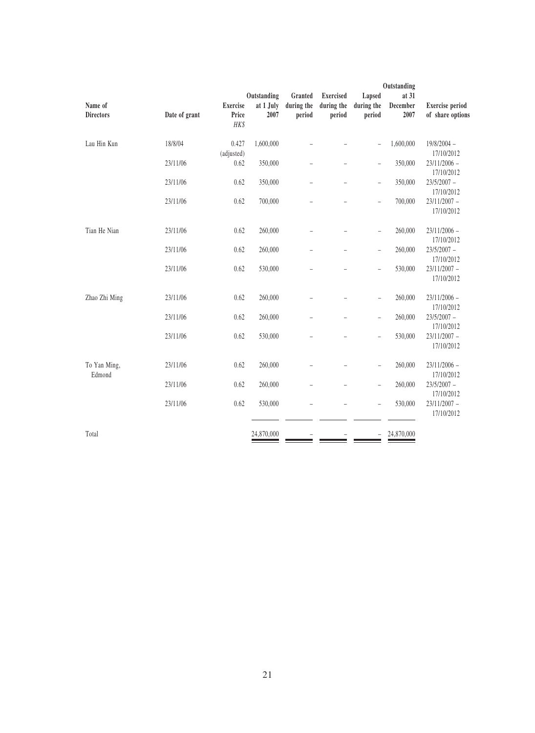| Name of Directors | Date of grant | Exercise Price HK$ | Outstanding at 1 July 2007 | Granted during the period | Exercised during the period | Lapsed during the period | Outstanding at 31 December 2007 | Exercise period of share options |
|---|---|---|---|---|---|---|---|---|
| Lau Hin Kun | 18/8/04 | 0.427 (adjusted) | 1,600,000 | – | – | – | 1,600,000 | 19/8/2004 – 17/10/2012 |
| | 23/11/06 | 0.62 | 350,000 | – | – | – | 350,000 | 23/11/2006 – 17/10/2012 |
| | 23/11/06 | 0.62 | 350,000 | – | – | – | 350,000 | 23/5/2007 – 17/10/2012 |
| | 23/11/06 | 0.62 | 700,000 | – | – | – | 700,000 | 23/11/2007 – 17/10/2012 |
| Tian He Nian | 23/11/06 | 0.62 | 260,000 | – | – | – | 260,000 | 23/11/2006 – 17/10/2012 |
| | 23/11/06 | 0.62 | 260,000 | – | – | – | 260,000 | 23/5/2007 – 17/10/2012 |
| | 23/11/06 | 0.62 | 530,000 | – | – | – | 530,000 | 23/11/2007 – 17/10/2012 |
| Zhao Zhi Ming | 23/11/06 | 0.62 | 260,000 | – | – | – | 260,000 | 23/11/2006 – 17/10/2012 |
| | 23/11/06 | 0.62 | 260,000 | – | – | – | 260,000 | 23/5/2007 – 17/10/2012 |
| | 23/11/06 | 0.62 | 530,000 | – | – | – | 530,000 | 23/11/2007 – 17/10/2012 |
| To Yan Ming, Edmond | 23/11/06 | 0.62 | 260,000 | – | – | – | 260,000 | 23/11/2006 – 17/10/2012 |
| | 23/11/06 | 0.62 | 260,000 | – | – | – | 260,000 | 23/5/2007 – 17/10/2012 |
| | 23/11/06 | 0.62 | 530,000 | – | – | – | 530,000 | 23/11/2007 – 17/10/2012 |
| Total | | | 24,870,000 | – | – | – | 24,870,000 | |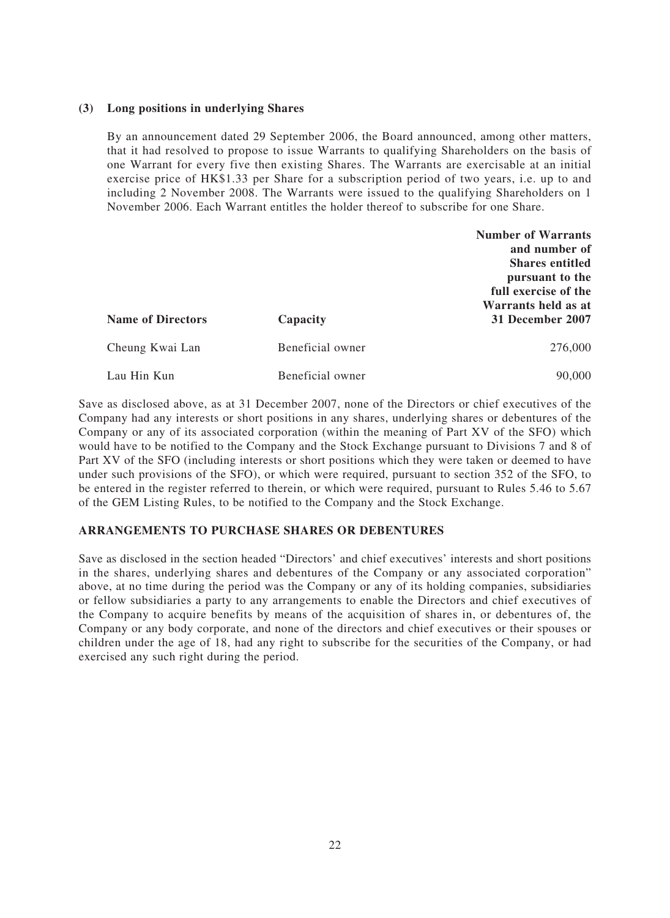**(3) Long positions in underlying Shares**

By an announcement dated 29 September 2006, the Board announced, among other matters, that it had resolved to propose to issue Warrants to qualifying Shareholders on the basis of one Warrant for every five then existing Shares. The Warrants are exercisable at an initial exercise price of HK$1.33 per Share for a subscription period of two years, i.e. up to and including 2 November 2008. The Warrants were issued to the qualifying Shareholders on 1 November 2006. Each Warrant entitles the holder thereof to subscribe for one Share.

| Name of Directors | Capacity | Number of Warrants and number of Shares entitled pursuant to the full exercise of the Warrants held as at 31 December 2007 |
|---|---|---|
| Cheung Kwai Lan | Beneficial owner | 276,000 |
| Lau Hin Kun | Beneficial owner | 90,000 |

Save as disclosed above, as at 31 December 2007, none of the Directors or chief executives of the Company had any interests or short positions in any shares, underlying shares or debentures of the Company or any of its associated corporation (within the meaning of Part XV of the SFO) which would have to be notified to the Company and the Stock Exchange pursuant to Divisions 7 and 8 of Part XV of the SFO (including interests or short positions which they were taken or deemed to have under such provisions of the SFO), or which were required, pursuant to section 352 of the SFO, to be entered in the register referred to therein, or which were required, pursuant to Rules 5.46 to 5.67 of the GEM Listing Rules, to be notified to the Company and the Stock Exchange.

## ARRANGEMENTS TO PURCHASE SHARES OR DEBENTURES

Save as disclosed in the section headed "Directors' and chief executives' interests and short positions in the shares, underlying shares and debentures of the Company or any associated corporation" above, at no time during the period was the Company or any of its holding companies, subsidiaries or fellow subsidiaries a party to any arrangements to enable the Directors and chief executives of the Company to acquire benefits by means of the acquisition of shares in, or debentures of, the Company or any body corporate, and none of the directors and chief executives or their spouses or children under the age of 18, had any right to subscribe for the securities of the Company, or had exercised any such right during the period.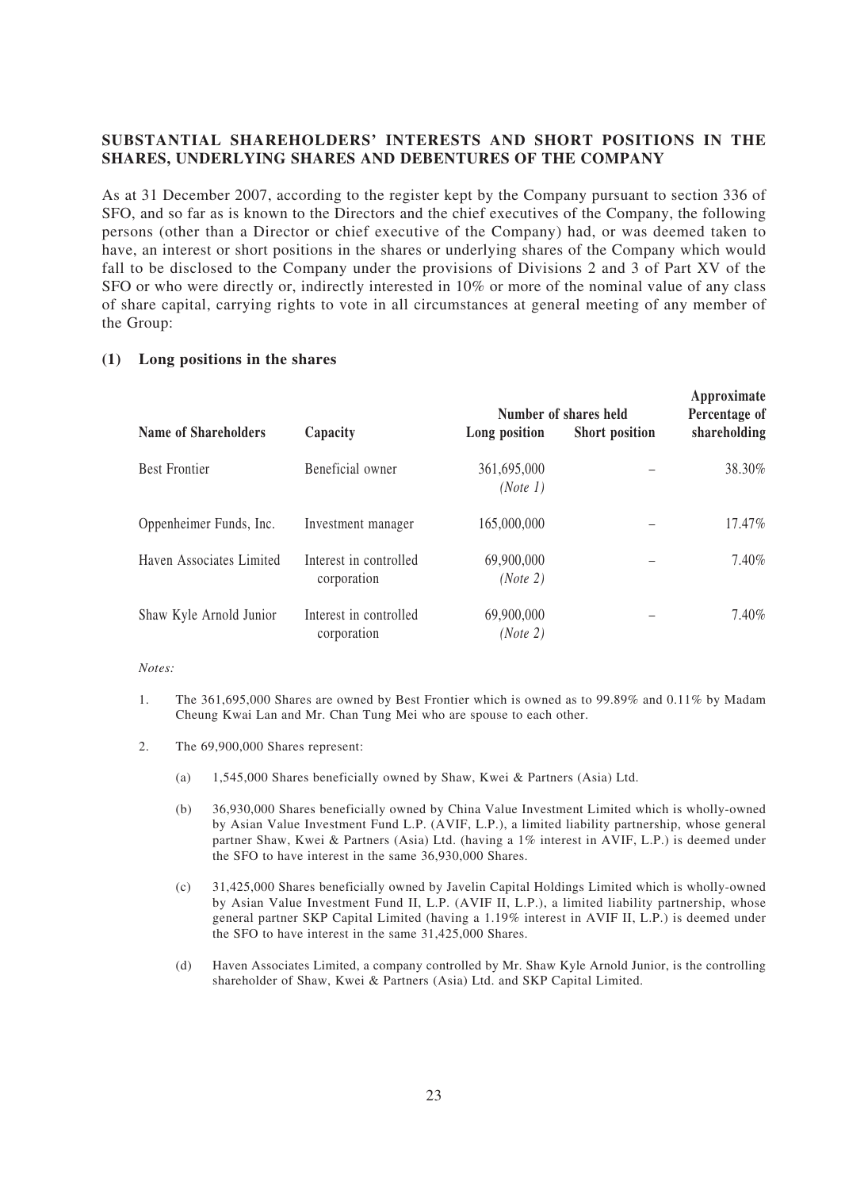## SUBSTANTIAL SHAREHOLDERS' INTERESTS AND SHORT POSITIONS IN THE SHARES, UNDERLYING SHARES AND DEBENTURES OF THE COMPANY

As at 31 December 2007, according to the register kept by the Company pursuant to section 336 of SFO, and so far as is known to the Directors and the chief executives of the Company, the following persons (other than a Director or chief executive of the Company) had, or was deemed taken to have, an interest or short positions in the shares or underlying shares of the Company which would fall to be disclosed to the Company under the provisions of Divisions 2 and 3 of Part XV of the SFO or who were directly or, indirectly interested in 10% or more of the nominal value of any class of share capital, carrying rights to vote in all circumstances at general meeting of any member of the Group:

### (1) Long positions in the shares

| Name of Shareholders | Capacity | Number of shares held | | Approximate Percentage of shareholding |
|---|---|---|---|---|
| | | Long position | Short position | |
| Best Frontier | Beneficial owner | 361,695,000 *(Note 1)* | – | 38.30% |
| Oppenheimer Funds, Inc. | Investment manager | 165,000,000 | – | 17.47% |
| Haven Associates Limited | Interest in controlled corporation | 69,900,000 *(Note 2)* | – | 7.40% |
| Shaw Kyle Arnold Junior | Interest in controlled corporation | 69,900,000 *(Note 2)* | – | 7.40% |

*Notes:*

1. The 361,695,000 Shares are owned by Best Frontier which is owned as to 99.89% and 0.11% by Madam Cheung Kwai Lan and Mr. Chan Tung Mei who are spouse to each other.

2. The 69,900,000 Shares represent:

   (a) 1,545,000 Shares beneficially owned by Shaw, Kwei & Partners (Asia) Ltd.

   (b) 36,930,000 Shares beneficially owned by China Value Investment Limited which is wholly-owned by Asian Value Investment Fund L.P. (AVIF, L.P.), a limited liability partnership, whose general partner Shaw, Kwei & Partners (Asia) Ltd. (having a 1% interest in AVIF, L.P.) is deemed under the SFO to have interest in the same 36,930,000 Shares.

   (c) 31,425,000 Shares beneficially owned by Javelin Capital Holdings Limited which is wholly-owned by Asian Value Investment Fund II, L.P. (AVIF II, L.P.), a limited liability partnership, whose general partner SKP Capital Limited (having a 1.19% interest in AVIF II, L.P.) is deemed under the SFO to have interest in the same 31,425,000 Shares.

   (d) Haven Associates Limited, a company controlled by Mr. Shaw Kyle Arnold Junior, is the controlling shareholder of Shaw, Kwei & Partners (Asia) Ltd. and SKP Capital Limited.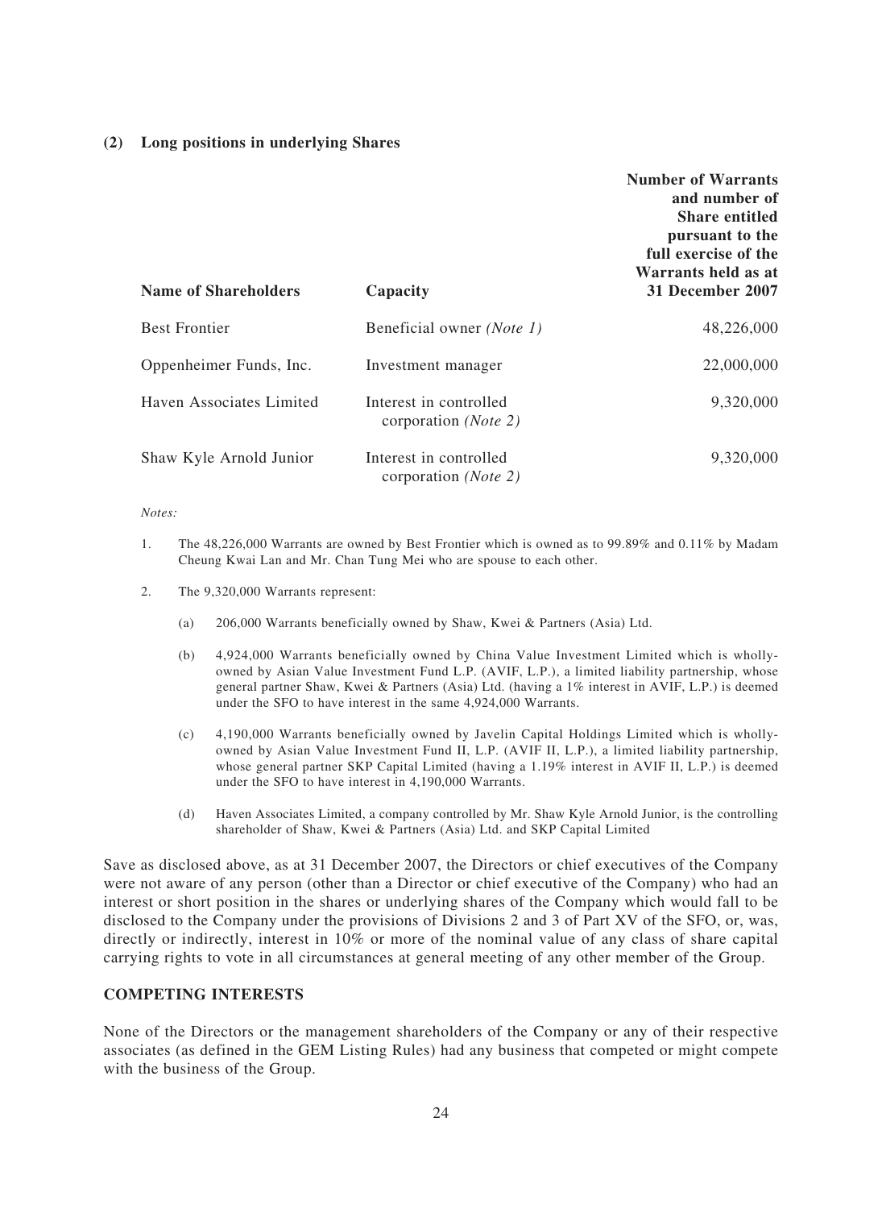**(2) Long positions in underlying Shares**

| Name of Shareholders | Capacity | Number of Warrants and number of Share entitled pursuant to the full exercise of the Warrants held as at 31 December 2007 |
|---|---|---|
| Best Frontier | Beneficial owner *(Note 1)* | 48,226,000 |
| Oppenheimer Funds, Inc. | Investment manager | 22,000,000 |
| Haven Associates Limited | Interest in controlled corporation *(Note 2)* | 9,320,000 |
| Shaw Kyle Arnold Junior | Interest in controlled corporation *(Note 2)* | 9,320,000 |

*Notes:*

1. The 48,226,000 Warrants are owned by Best Frontier which is owned as to 99.89% and 0.11% by Madam Cheung Kwai Lan and Mr. Chan Tung Mei who are spouse to each other.

2. The 9,320,000 Warrants represent:

   (a) 206,000 Warrants beneficially owned by Shaw, Kwei & Partners (Asia) Ltd.

   (b) 4,924,000 Warrants beneficially owned by China Value Investment Limited which is wholly-owned by Asian Value Investment Fund L.P. (AVIF, L.P.), a limited liability partnership, whose general partner Shaw, Kwei & Partners (Asia) Ltd. (having a 1% interest in AVIF, L.P.) is deemed under the SFO to have interest in the same 4,924,000 Warrants.

   (c) 4,190,000 Warrants beneficially owned by Javelin Capital Holdings Limited which is wholly-owned by Asian Value Investment Fund II, L.P. (AVIF II, L.P.), a limited liability partnership, whose general partner SKP Capital Limited (having a 1.19% interest in AVIF II, L.P.) is deemed under the SFO to have interest in 4,190,000 Warrants.

   (d) Haven Associates Limited, a company controlled by Mr. Shaw Kyle Arnold Junior, is the controlling shareholder of Shaw, Kwei & Partners (Asia) Ltd. and SKP Capital Limited

Save as disclosed above, as at 31 December 2007, the Directors or chief executives of the Company were not aware of any person (other than a Director or chief executive of the Company) who had an interest or short position in the shares or underlying shares of the Company which would fall to be disclosed to the Company under the provisions of Divisions 2 and 3 of Part XV of the SFO, or, was, directly or indirectly, interest in 10% or more of the nominal value of any class of share capital carrying rights to vote in all circumstances at general meeting of any other member of the Group.

## COMPETING INTERESTS

None of the Directors or the management shareholders of the Company or any of their respective associates (as defined in the GEM Listing Rules) had any business that competed or might compete with the business of the Group.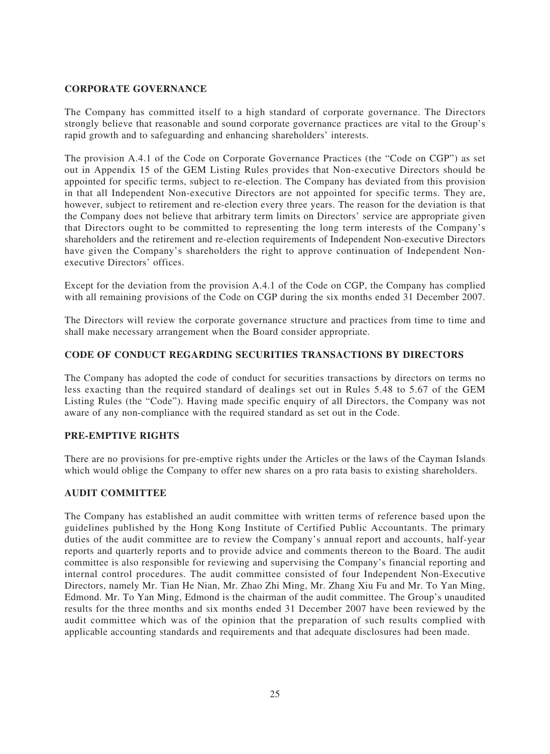## CORPORATE GOVERNANCE

The Company has committed itself to a high standard of corporate governance. The Directors strongly believe that reasonable and sound corporate governance practices are vital to the Group's rapid growth and to safeguarding and enhancing shareholders' interests.

The provision A.4.1 of the Code on Corporate Governance Practices (the "Code on CGP") as set out in Appendix 15 of the GEM Listing Rules provides that Non-executive Directors should be appointed for specific terms, subject to re-election. The Company has deviated from this provision in that all Independent Non-executive Directors are not appointed for specific terms. They are, however, subject to retirement and re-election every three years. The reason for the deviation is that the Company does not believe that arbitrary term limits on Directors' service are appropriate given that Directors ought to be committed to representing the long term interests of the Company's shareholders and the retirement and re-election requirements of Independent Non-executive Directors have given the Company's shareholders the right to approve continuation of Independent Non-executive Directors' offices.

Except for the deviation from the provision A.4.1 of the Code on CGP, the Company has complied with all remaining provisions of the Code on CGP during the six months ended 31 December 2007.

The Directors will review the corporate governance structure and practices from time to time and shall make necessary arrangement when the Board consider appropriate.

## CODE OF CONDUCT REGARDING SECURITIES TRANSACTIONS BY DIRECTORS

The Company has adopted the code of conduct for securities transactions by directors on terms no less exacting than the required standard of dealings set out in Rules 5.48 to 5.67 of the GEM Listing Rules (the "Code"). Having made specific enquiry of all Directors, the Company was not aware of any non-compliance with the required standard as set out in the Code.

## PRE-EMPTIVE RIGHTS

There are no provisions for pre-emptive rights under the Articles or the laws of the Cayman Islands which would oblige the Company to offer new shares on a pro rata basis to existing shareholders.

## AUDIT COMMITTEE

The Company has established an audit committee with written terms of reference based upon the guidelines published by the Hong Kong Institute of Certified Public Accountants. The primary duties of the audit committee are to review the Company's annual report and accounts, half-year reports and quarterly reports and to provide advice and comments thereon to the Board. The audit committee is also responsible for reviewing and supervising the Company's financial reporting and internal control procedures. The audit committee consisted of four Independent Non-Executive Directors, namely Mr. Tian He Nian, Mr. Zhao Zhi Ming, Mr. Zhang Xiu Fu and Mr. To Yan Ming, Edmond. Mr. To Yan Ming, Edmond is the chairman of the audit committee. The Group's unaudited results for the three months and six months ended 31 December 2007 have been reviewed by the audit committee which was of the opinion that the preparation of such results complied with applicable accounting standards and requirements and that adequate disclosures had been made.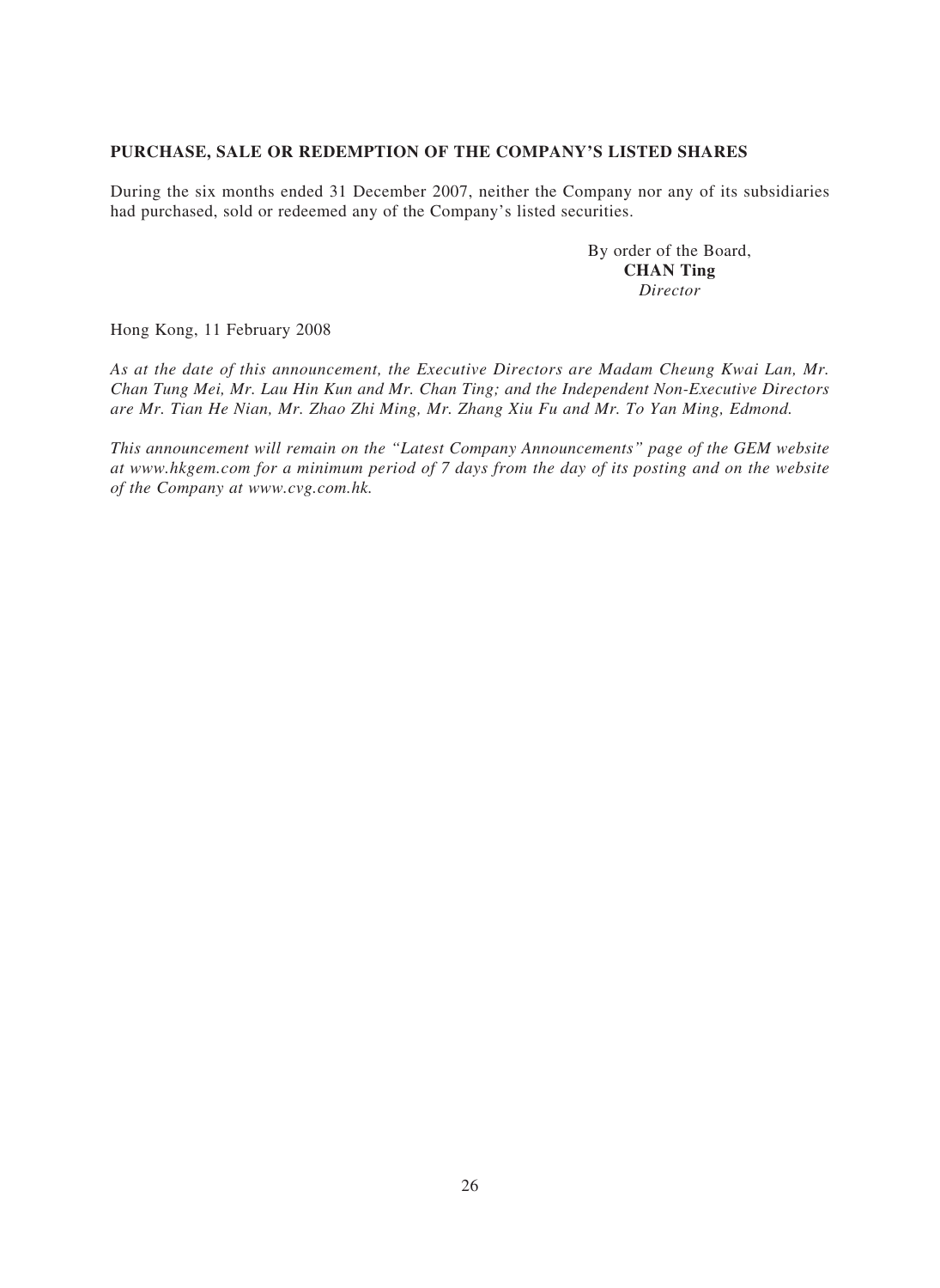**PURCHASE, SALE OR REDEMPTION OF THE COMPANY'S LISTED SHARES**

During the six months ended 31 December 2007, neither the Company nor any of its subsidiaries had purchased, sold or redeemed any of the Company's listed securities.

By order of the Board,
**CHAN Ting**
*Director*

Hong Kong, 11 February 2008

*As at the date of this announcement, the Executive Directors are Madam Cheung Kwai Lan, Mr. Chan Tung Mei, Mr. Lau Hin Kun and Mr. Chan Ting; and the Independent Non-Executive Directors are Mr. Tian He Nian, Mr. Zhao Zhi Ming, Mr. Zhang Xiu Fu and Mr. To Yan Ming, Edmond.*

*This announcement will remain on the "Latest Company Announcements" page of the GEM website at www.hkgem.com for a minimum period of 7 days from the day of its posting and on the website of the Company at www.cvg.com.hk.*